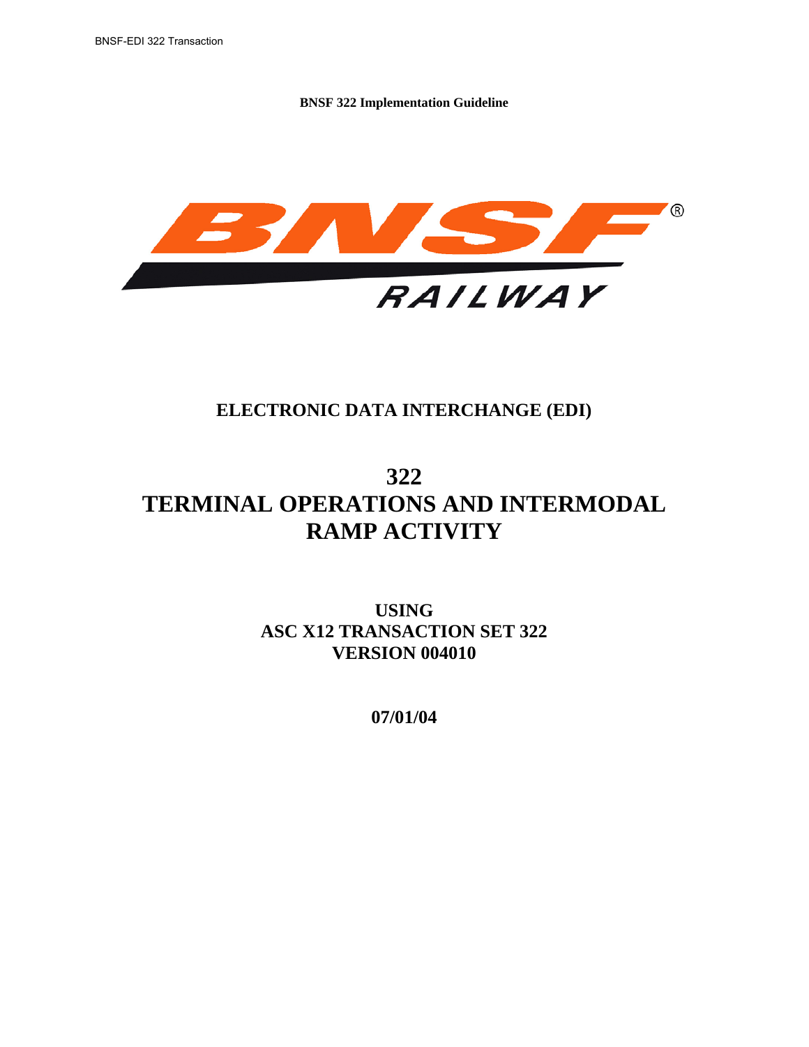**BNSF 322 Implementation Guideline**

BNSF RAILWAY

# ELECTRONIC DATA INTERCHANGE (EDI)

# 322
# TERMINAL OPERATIONS AND INTERMODAL RAMP ACTIVITY

## USING
## ASC X12 TRANSACTION SET 322
## VERSION 004010

**07/01/04**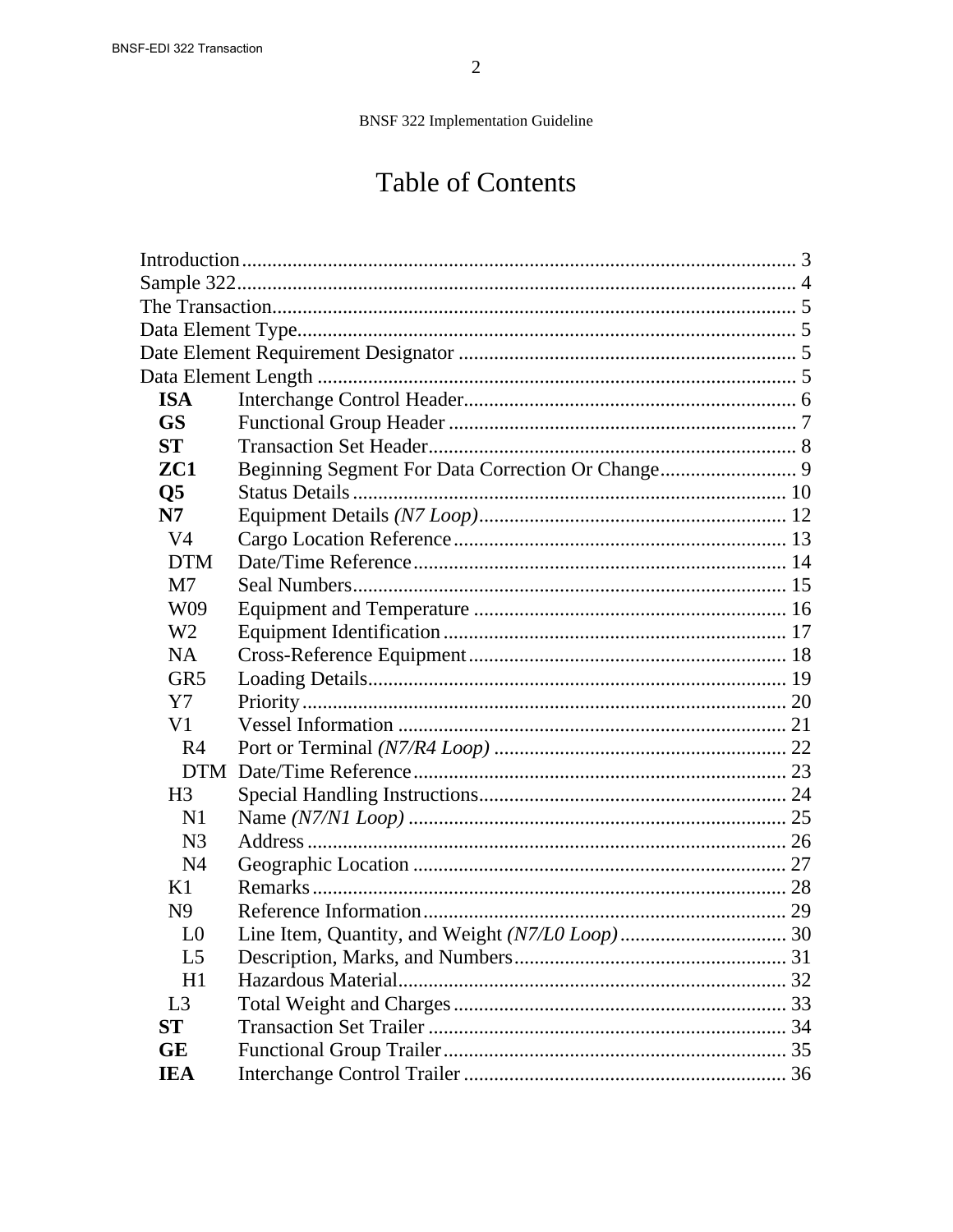BNSF 322 Implementation Guideline

# Table of Contents

| | | |
|---|---|---|
| Introduction | | 3 |
| Sample 322 | | 4 |
| The Transaction | | 5 |
| Data Element Type | | 5 |
| Date Element Requirement Designator | | 5 |
| Data Element Length | | 5 |
| **ISA** | Interchange Control Header | 6 |
| **GS** | Functional Group Header | 7 |
| **ST** | Transaction Set Header | 8 |
| **ZC1** | Beginning Segment For Data Correction Or Change | 9 |
| **Q5** | Status Details | 10 |
| **N7** | Equipment Details *(N7 Loop)* | 12 |
| V4 | Cargo Location Reference | 13 |
| DTM | Date/Time Reference | 14 |
| M7 | Seal Numbers | 15 |
| W09 | Equipment and Temperature | 16 |
| W2 | Equipment Identification | 17 |
| NA | Cross-Reference Equipment | 18 |
| GR5 | Loading Details | 19 |
| Y7 | Priority | 20 |
| V1 | Vessel Information | 21 |
| R4 | Port or Terminal *(N7/R4 Loop)* | 22 |
| DTM | Date/Time Reference | 23 |
| H3 | Special Handling Instructions | 24 |
| N1 | Name *(N7/N1 Loop)* | 25 |
| N3 | Address | 26 |
| N4 | Geographic Location | 27 |
| K1 | Remarks | 28 |
| N9 | Reference Information | 29 |
| L0 | Line Item, Quantity, and Weight *(N7/L0 Loop)* | 30 |
| L5 | Description, Marks, and Numbers | 31 |
| H1 | Hazardous Material | 32 |
| L3 | Total Weight and Charges | 33 |
| **ST** | Transaction Set Trailer | 34 |
| **GE** | Functional Group Trailer | 35 |
| **IEA** | Interchange Control Trailer | 36 |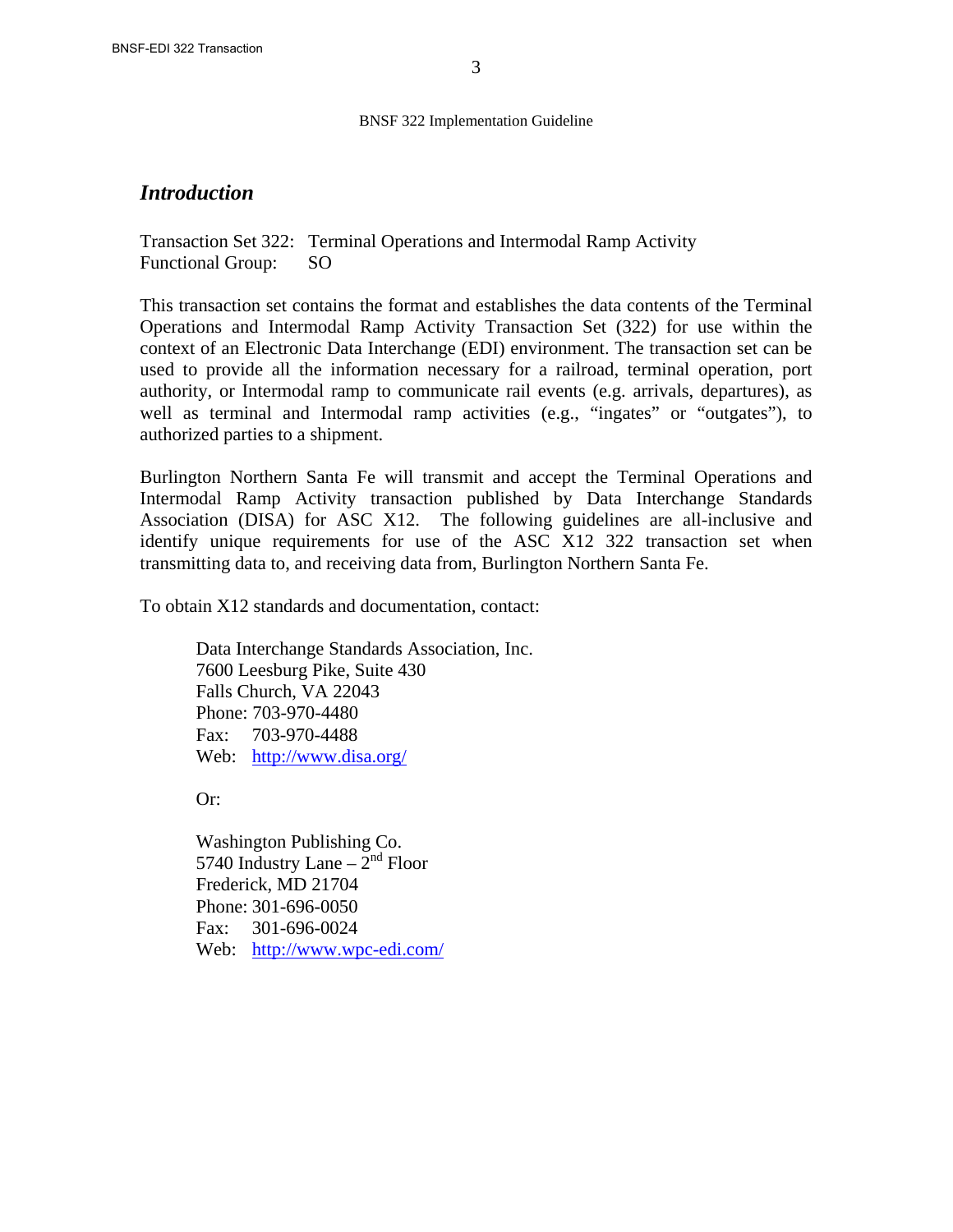## *Introduction*

Transaction Set 322: Terminal Operations and Intermodal Ramp Activity
Functional Group: SO

This transaction set contains the format and establishes the data contents of the Terminal Operations and Intermodal Ramp Activity Transaction Set (322) for use within the context of an Electronic Data Interchange (EDI) environment. The transaction set can be used to provide all the information necessary for a railroad, terminal operation, port authority, or Intermodal ramp to communicate rail events (e.g. arrivals, departures), as well as terminal and Intermodal ramp activities (e.g., "ingates" or "outgates"), to authorized parties to a shipment.

Burlington Northern Santa Fe will transmit and accept the Terminal Operations and Intermodal Ramp Activity transaction published by Data Interchange Standards Association (DISA) for ASC X12. The following guidelines are all-inclusive and identify unique requirements for use of the ASC X12 322 transaction set when transmitting data to, and receiving data from, Burlington Northern Santa Fe.

To obtain X12 standards and documentation, contact:

> Data Interchange Standards Association, Inc.
> 7600 Leesburg Pike, Suite 430
> Falls Church, VA 22043
> Phone: 703-970-4480
> Fax: 703-970-4488
> Web: http://www.disa.org/
>
> Or:
>
> Washington Publishing Co.
> 5740 Industry Lane – 2nd Floor
> Frederick, MD 21704
> Phone: 301-696-0050
> Fax: 301-696-0024
> Web: http://www.wpc-edi.com/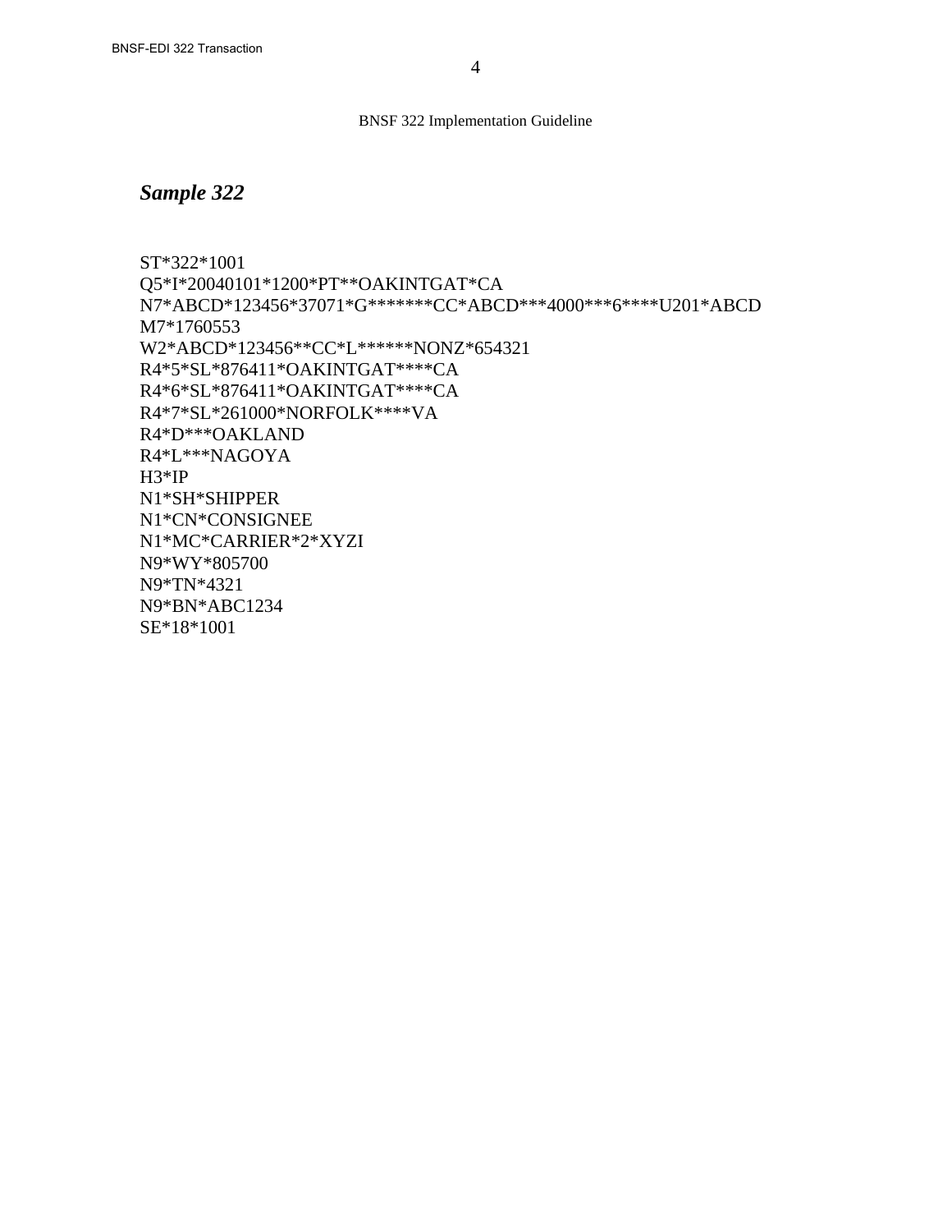## *Sample 322*

```
ST*322*1001
Q5*I*20040101*1200*PT**OAKINTGAT*CA
N7*ABCD*123456*37071*G*******CC*ABCD***4000***6****U201*ABCD
M7*1760553
W2*ABCD*123456**CC*L******NONZ*654321
R4*5*SL*876411*OAKINTGAT****CA
R4*6*SL*876411*OAKINTGAT****CA
R4*7*SL*261000*NORFOLK****VA
R4*D***OAKLAND
R4*L***NAGOYA
H3*IP
N1*SH*SHIPPER
N1*CN*CONSIGNEE
N1*MC*CARRIER*2*XYZI
N9*WY*805700
N9*TN*4321
N9*BN*ABC1234
SE*18*1001
```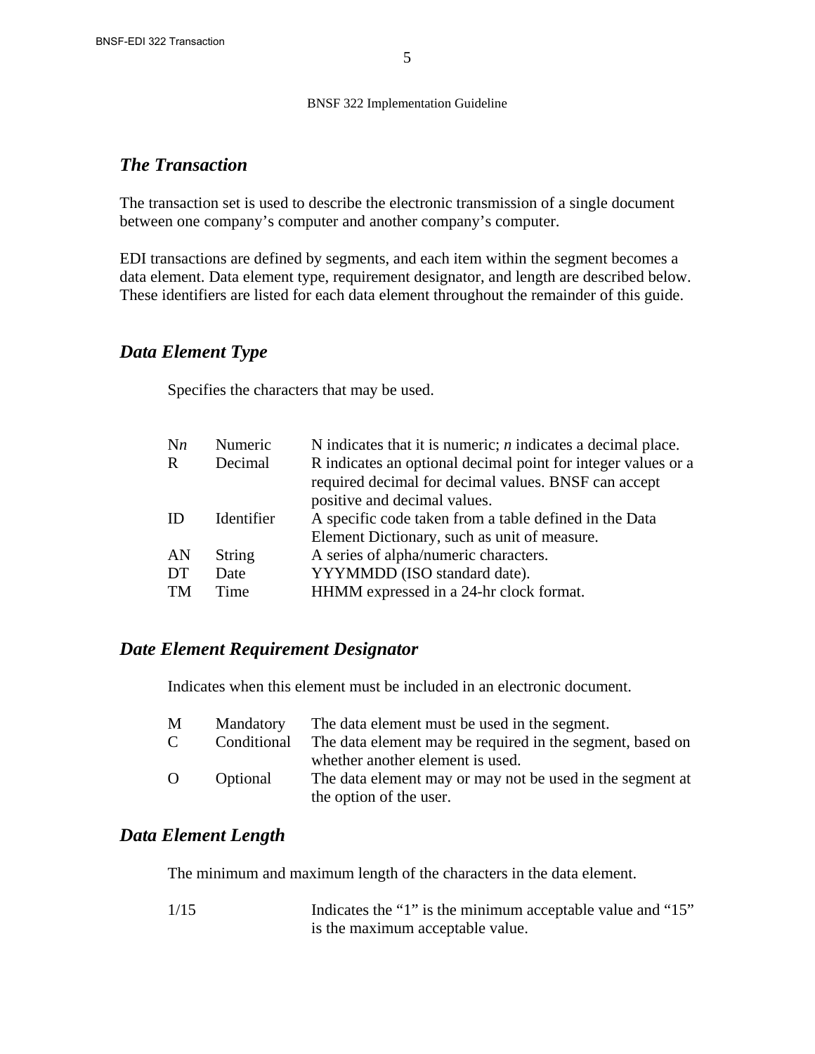## *The Transaction*

The transaction set is used to describe the electronic transmission of a single document between one company's computer and another company's computer.

EDI transactions are defined by segments, and each item within the segment becomes a data element. Data element type, requirement designator, and length are described below. These identifiers are listed for each data element throughout the remainder of this guide.

## *Data Element Type*

Specifies the characters that may be used.

| | | |
|---|---|---|
| N*n* | Numeric | N indicates that it is numeric; *n* indicates a decimal place. |
| R | Decimal | R indicates an optional decimal point for integer values or a required decimal for decimal values. BNSF can accept positive and decimal values. |
| ID | Identifier | A specific code taken from a table defined in the Data Element Dictionary, such as unit of measure. |
| AN | String | A series of alpha/numeric characters. |
| DT | Date | YYYMMDD (ISO standard date). |
| TM | Time | HHMM expressed in a 24-hr clock format. |

## *Date Element Requirement Designator*

Indicates when this element must be included in an electronic document.

| | | |
|---|---|---|
| M | Mandatory | The data element must be used in the segment. |
| C | Conditional | The data element may be required in the segment, based on whether another element is used. |
| O | Optional | The data element may or may not be used in the segment at the option of the user. |

## *Data Element Length*

The minimum and maximum length of the characters in the data element.

| | |
|---|---|
| 1/15 | Indicates the "1" is the minimum acceptable value and "15" is the maximum acceptable value. |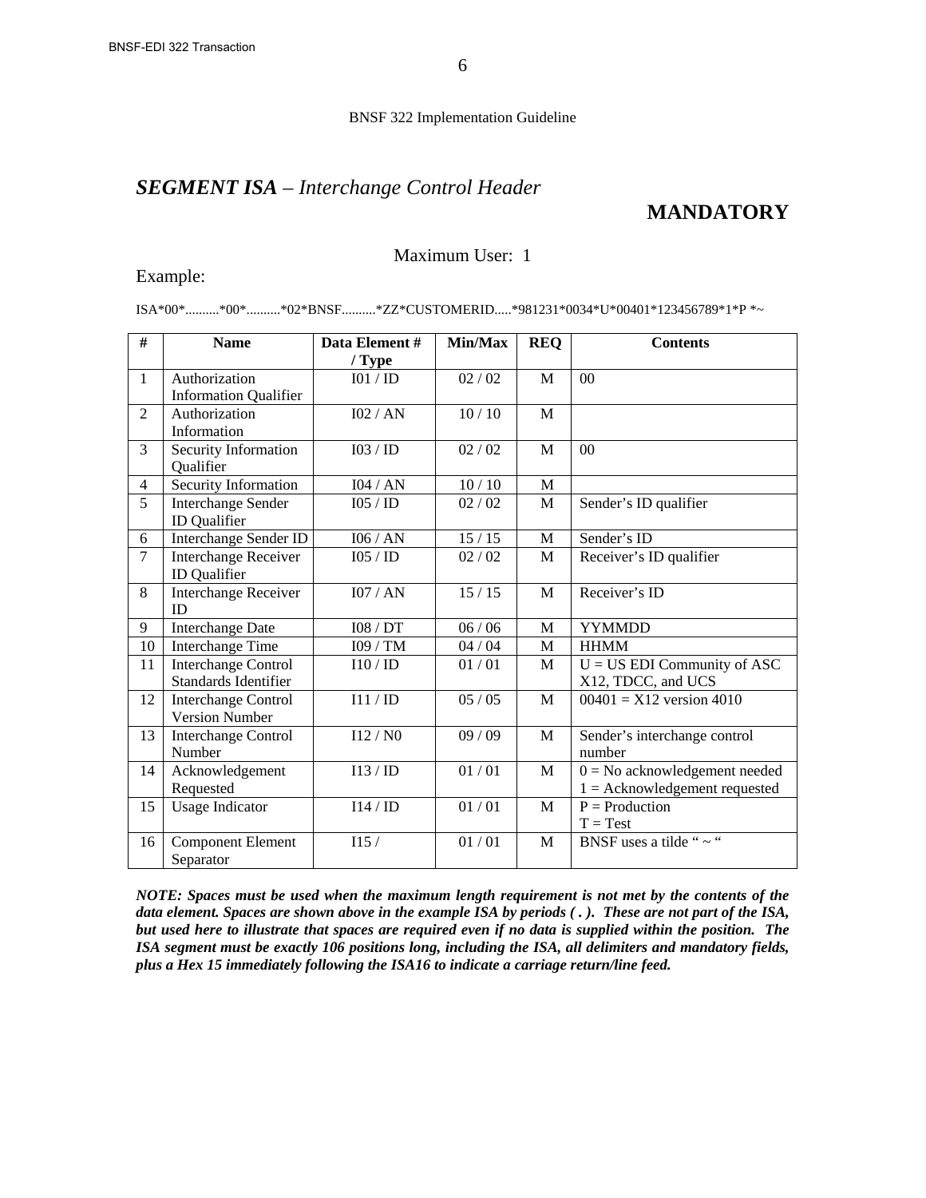## *SEGMENT ISA – Interchange Control Header*

**MANDATORY**

Maximum User: 1

Example:

ISA*00*..........*00*..........*02*BNSF..........*ZZ*CUSTOMERID.....*981231*0034*U*00401*123456789*1*P *~

| # | Name | Data Element # / Type | Min/Max | REQ | Contents |
|---|---|---|---|---|---|
| 1 | Authorization Information Qualifier | I01 / ID | 02 / 02 | M | 00 |
| 2 | Authorization Information | I02 / AN | 10 / 10 | M | |
| 3 | Security Information Qualifier | I03 / ID | 02 / 02 | M | 00 |
| 4 | Security Information | I04 / AN | 10 / 10 | M | |
| 5 | Interchange Sender ID Qualifier | I05 / ID | 02 / 02 | M | Sender's ID qualifier |
| 6 | Interchange Sender ID | I06 / AN | 15 / 15 | M | Sender's ID |
| 7 | Interchange Receiver ID Qualifier | I05 / ID | 02 / 02 | M | Receiver's ID qualifier |
| 8 | Interchange Receiver ID | I07 / AN | 15 / 15 | M | Receiver's ID |
| 9 | Interchange Date | I08 / DT | 06 / 06 | M | YYMMDD |
| 10 | Interchange Time | I09 / TM | 04 / 04 | M | HHMM |
| 11 | Interchange Control Standards Identifier | I10 / ID | 01 / 01 | M | U = US EDI Community of ASC X12, TDCC, and UCS |
| 12 | Interchange Control Version Number | I11 / ID | 05 / 05 | M | 00401 = X12 version 4010 |
| 13 | Interchange Control Number | I12 / N0 | 09 / 09 | M | Sender's interchange control number |
| 14 | Acknowledgement Requested | I13 / ID | 01 / 01 | M | 0 = No acknowledgement needed<br>1 = Acknowledgement requested |
| 15 | Usage Indicator | I14 / ID | 01 / 01 | M | P = Production<br>T = Test |
| 16 | Component Element Separator | I15 / | 01 / 01 | M | BNSF uses a tilde " ~ " |

***NOTE: Spaces must be used when the maximum length requirement is not met by the contents of the data element. Spaces are shown above in the example ISA by periods ( . ). These are not part of the ISA, but used here to illustrate that spaces are required even if no data is supplied within the position. The ISA segment must be exactly 106 positions long, including the ISA, all delimiters and mandatory fields, plus a Hex 15 immediately following the ISA16 to indicate a carriage return/line feed.***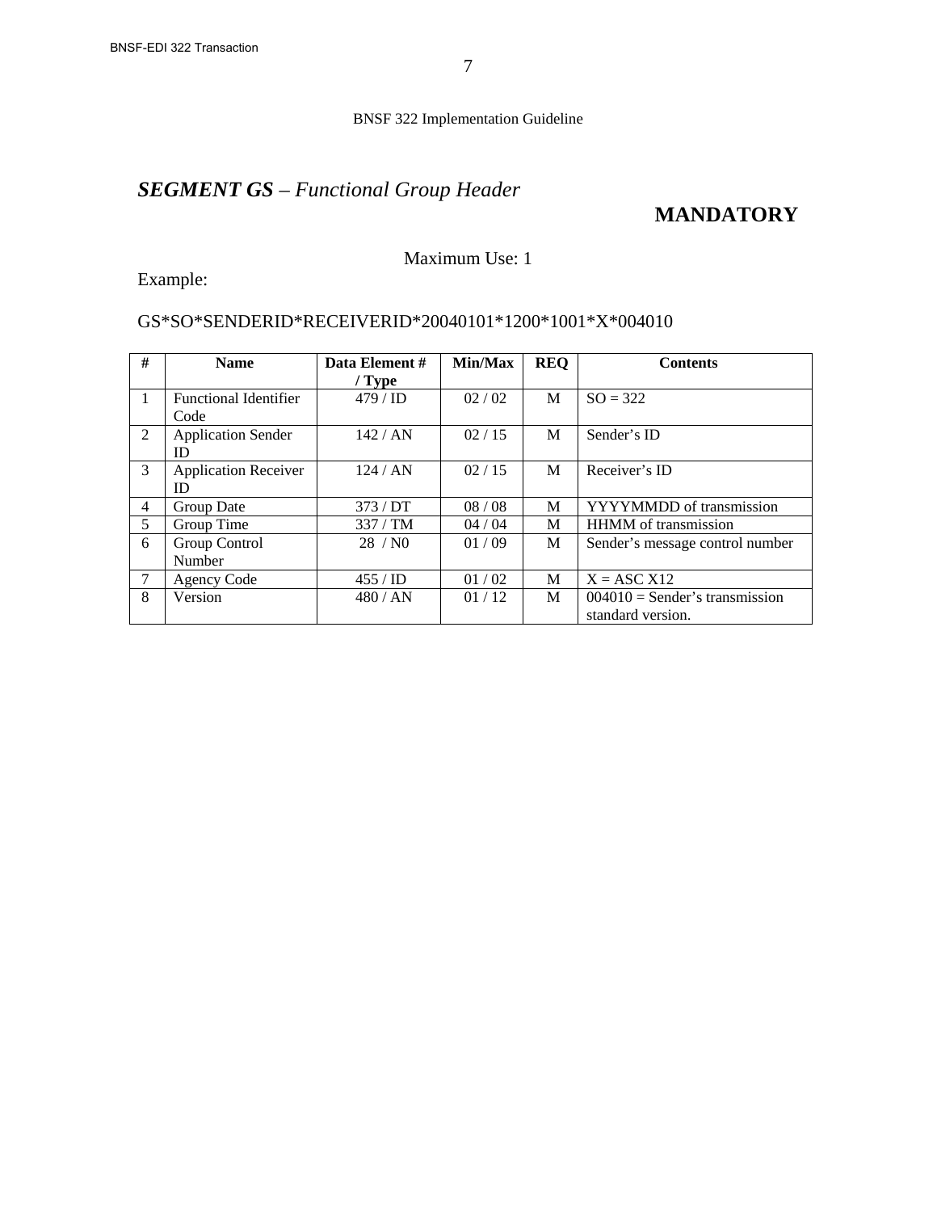## *SEGMENT GS – Functional Group Header*

**MANDATORY**

Maximum Use: 1

Example:

GS*SO*SENDERID*RECEIVERID*20040101*1200*1001*X*004010

| # | Name | Data Element # / Type | Min/Max | REQ | Contents |
|---|---|---|---|---|---|
| 1 | Functional Identifier Code | 479 / ID | 02 / 02 | M | SO = 322 |
| 2 | Application Sender ID | 142 / AN | 02 / 15 | M | Sender's ID |
| 3 | Application Receiver ID | 124 / AN | 02 / 15 | M | Receiver's ID |
| 4 | Group Date | 373 / DT | 08 / 08 | M | YYYYMMDD of transmission |
| 5 | Group Time | 337 / TM | 04 / 04 | M | HHMM of transmission |
| 6 | Group Control Number | 28 / N0 | 01 / 09 | M | Sender's message control number |
| 7 | Agency Code | 455 / ID | 01 / 02 | M | X = ASC X12 |
| 8 | Version | 480 / AN | 01 / 12 | M | 004010 = Sender's transmission standard version. |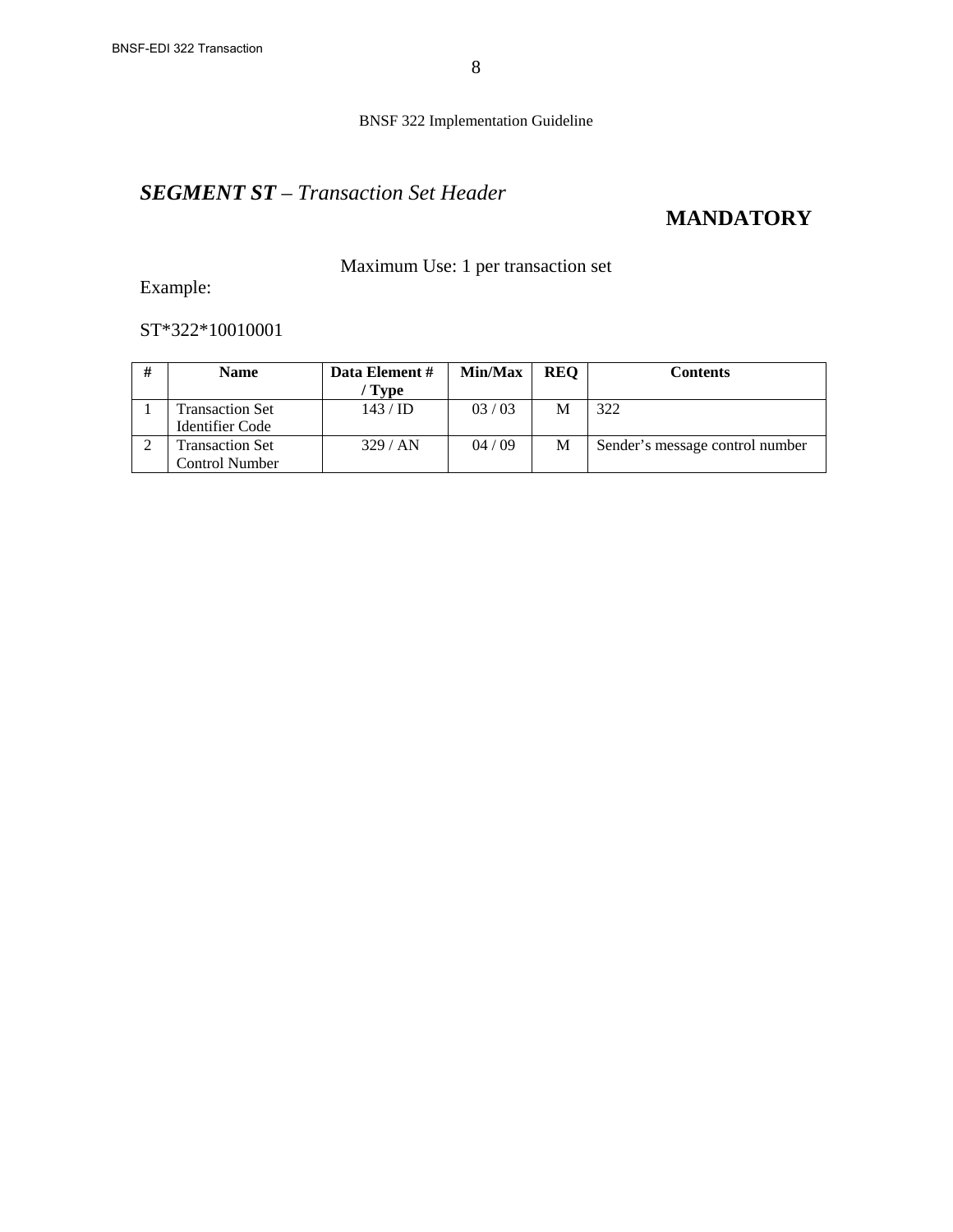## ***SEGMENT ST** – Transaction Set Header*

**MANDATORY**

Maximum Use: 1 per transaction set

Example:

ST*322*10010001

| # | Name | Data Element # / Type | Min/Max | REQ | Contents |
|---|---|---|---|---|---|
| 1 | Transaction Set Identifier Code | 143 / ID | 03 / 03 | M | 322 |
| 2 | Transaction Set Control Number | 329 / AN | 04 / 09 | M | Sender's message control number |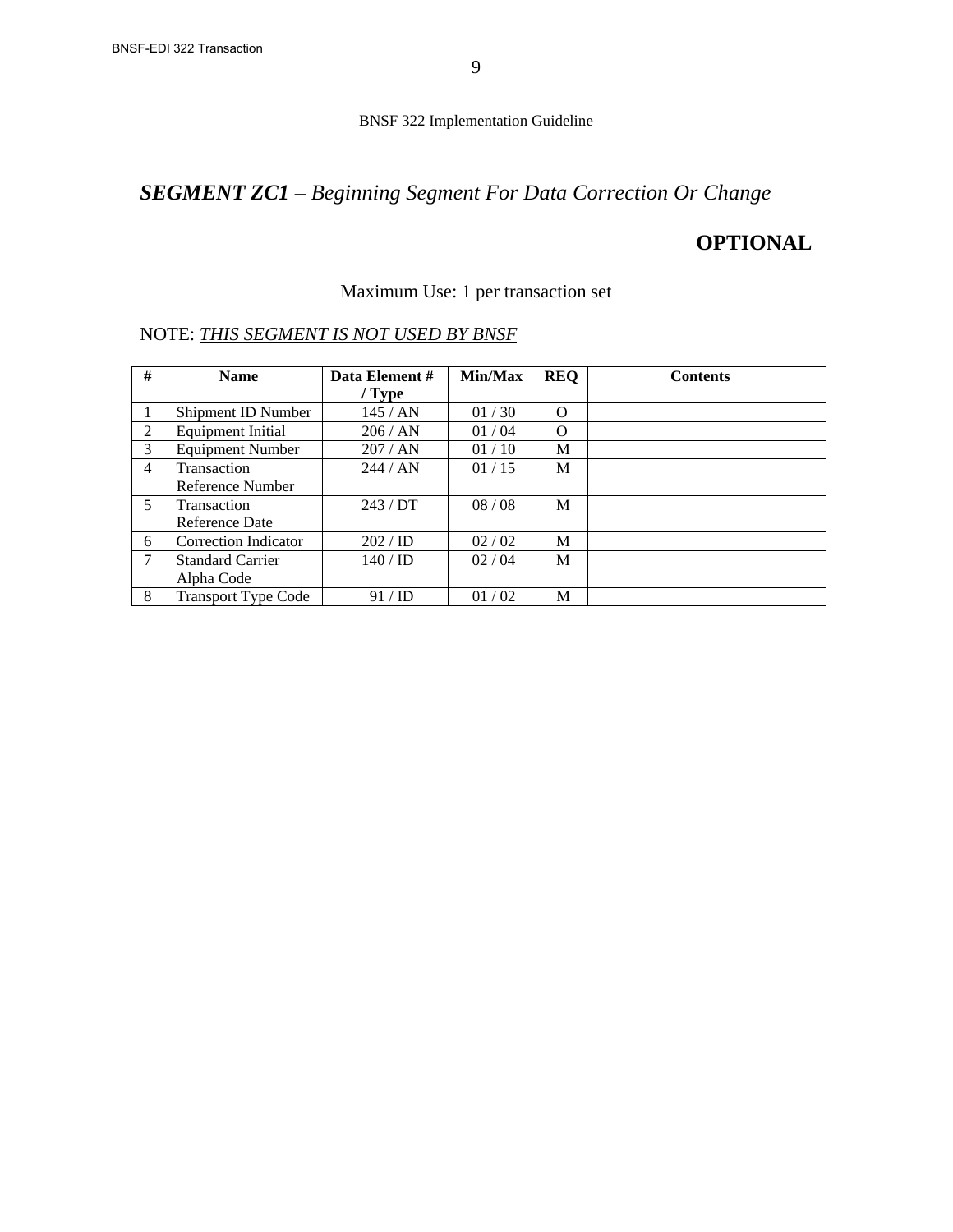## *SEGMENT ZC1 – Beginning Segment For Data Correction Or Change*

**OPTIONAL**

Maximum Use: 1 per transaction set

NOTE: *THIS SEGMENT IS NOT USED BY BNSF*

| # | Name | Data Element # / Type | Min/Max | REQ | Contents |
|---|---|---|---|---|---|
| 1 | Shipment ID Number | 145 / AN | 01 / 30 | O | |
| 2 | Equipment Initial | 206 / AN | 01 / 04 | O | |
| 3 | Equipment Number | 207 / AN | 01 / 10 | M | |
| 4 | Transaction Reference Number | 244 / AN | 01 / 15 | M | |
| 5 | Transaction Reference Date | 243 / DT | 08 / 08 | M | |
| 6 | Correction Indicator | 202 / ID | 02 / 02 | M | |
| 7 | Standard Carrier Alpha Code | 140 / ID | 02 / 04 | M | |
| 8 | Transport Type Code | 91 / ID | 01 / 02 | M | |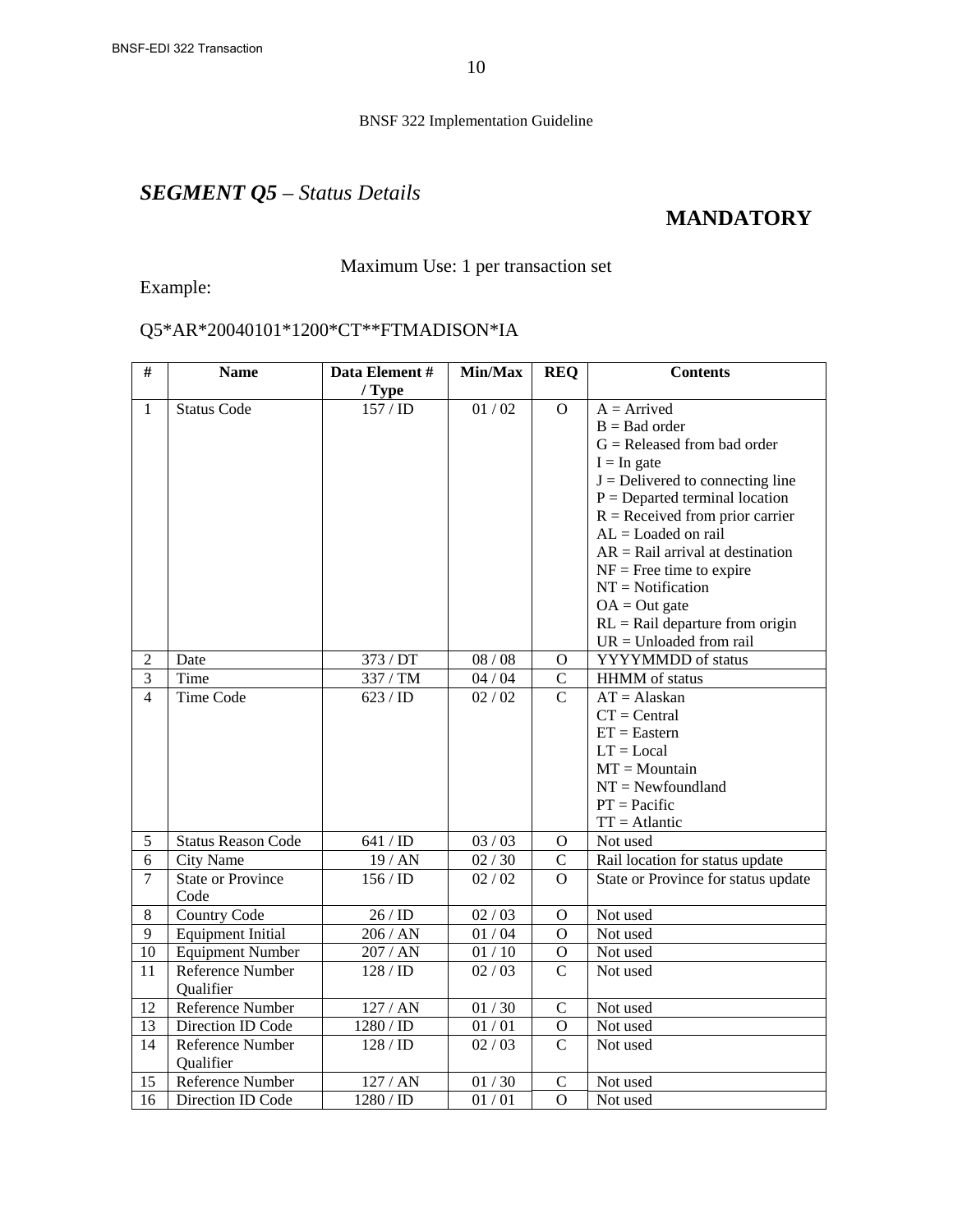BNSF 322 Implementation Guideline

## *SEGMENT Q5 – Status Details*

**MANDATORY**

Maximum Use: 1 per transaction set

Example:

Q5*AR*20040101*1200*CT**FTMADISON*IA

| # | Name | Data Element # / Type | Min/Max | REQ | Contents |
|---|---|---|---|---|---|
| 1 | Status Code | 157 / ID | 01 / 02 | O | A = Arrived<br>B = Bad order<br>G = Released from bad order<br>I = In gate<br>J = Delivered to connecting line<br>P = Departed terminal location<br>R = Received from prior carrier<br>AL = Loaded on rail<br>AR = Rail arrival at destination<br>NF = Free time to expire<br>NT = Notification<br>OA = Out gate<br>RL = Rail departure from origin<br>UR = Unloaded from rail |
| 2 | Date | 373 / DT | 08 / 08 | O | YYYYMMDD of status |
| 3 | Time | 337 / TM | 04 / 04 | C | HHMM of status |
| 4 | Time Code | 623 / ID | 02 / 02 | C | AT = Alaskan<br>CT = Central<br>ET = Eastern<br>LT = Local<br>MT = Mountain<br>NT = Newfoundland<br>PT = Pacific<br>TT = Atlantic |
| 5 | Status Reason Code | 641 / ID | 03 / 03 | O | Not used |
| 6 | City Name | 19 / AN | 02 / 30 | C | Rail location for status update |
| 7 | State or Province Code | 156 / ID | 02 / 02 | O | State or Province for status update |
| 8 | Country Code | 26 / ID | 02 / 03 | O | Not used |
| 9 | Equipment Initial | 206 / AN | 01 / 04 | O | Not used |
| 10 | Equipment Number | 207 / AN | 01 / 10 | O | Not used |
| 11 | Reference Number Qualifier | 128 / ID | 02 / 03 | C | Not used |
| 12 | Reference Number | 127 / AN | 01 / 30 | C | Not used |
| 13 | Direction ID Code | 1280 / ID | 01 / 01 | O | Not used |
| 14 | Reference Number Qualifier | 128 / ID | 02 / 03 | C | Not used |
| 15 | Reference Number | 127 / AN | 01 / 30 | C | Not used |
| 16 | Direction ID Code | 1280 / ID | 01 / 01 | O | Not used |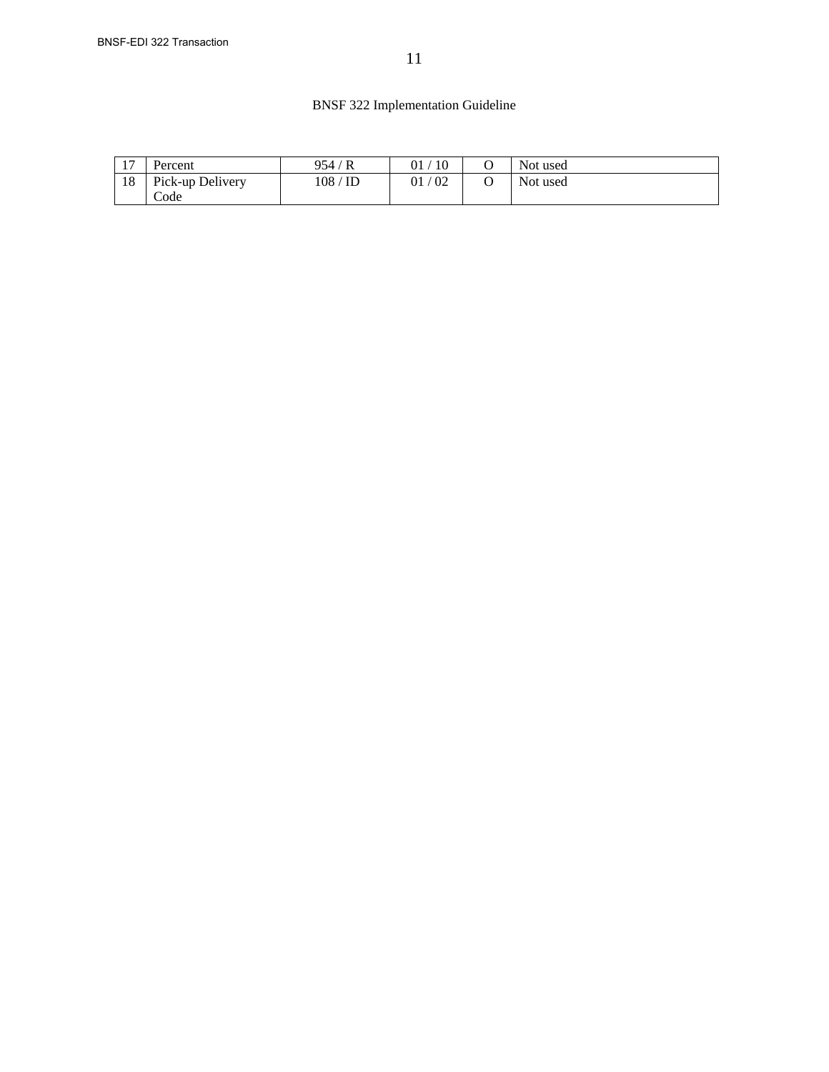BNSF 322 Implementation Guideline

| | | | | | |
|---|---|---|---|---|---|
| 17 | Percent | 954 / R | 01 / 10 | O | Not used |
| 18 | Pick-up Delivery Code | 108 / ID | 01 / 02 | O | Not used |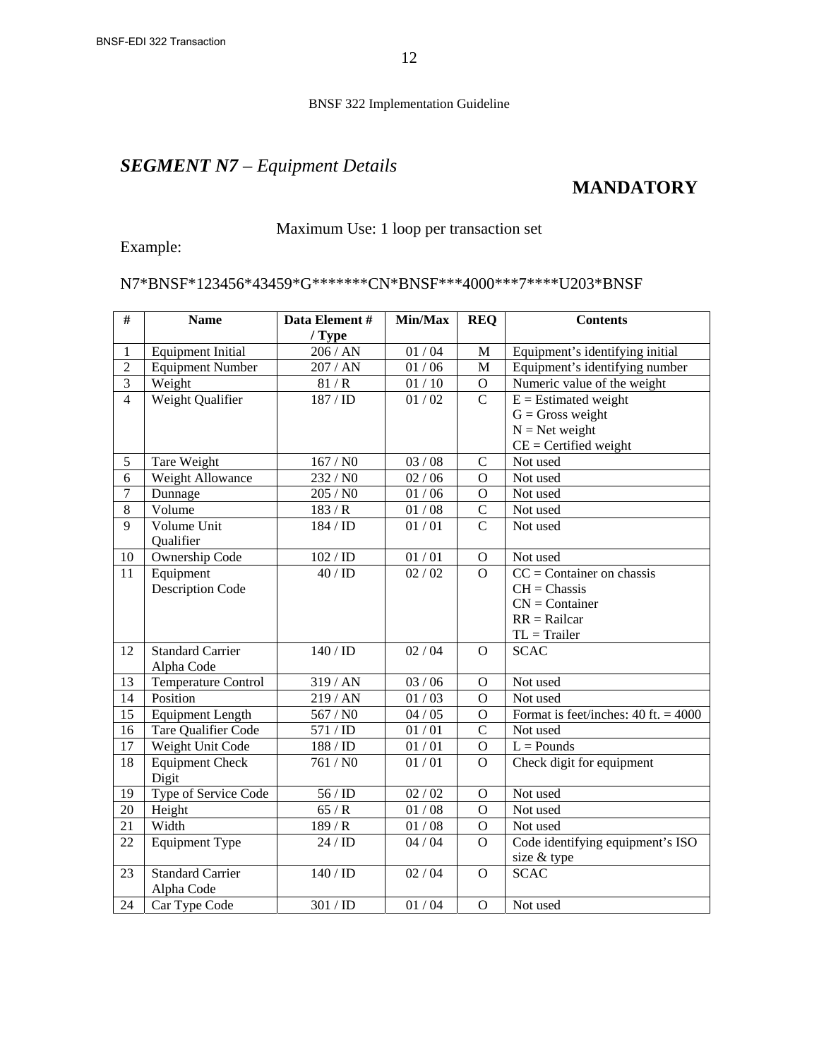BNSF 322 Implementation Guideline

## ***SEGMENT N7** – Equipment Details*

**MANDATORY**

Maximum Use: 1 loop per transaction set

Example:

N7*BNSF*123456*43459*G*******CN*BNSF***4000***7****U203*BNSF

| # | Name | Data Element # / Type | Min/Max | REQ | Contents |
|---|---|---|---|---|---|
| 1 | Equipment Initial | 206 / AN | 01 / 04 | M | Equipment's identifying initial |
| 2 | Equipment Number | 207 / AN | 01 / 06 | M | Equipment's identifying number |
| 3 | Weight | 81 / R | 01 / 10 | O | Numeric value of the weight |
| 4 | Weight Qualifier | 187 / ID | 01 / 02 | C | E = Estimated weight<br>G = Gross weight<br>N = Net weight<br>CE = Certified weight |
| 5 | Tare Weight | 167 / N0 | 03 / 08 | C | Not used |
| 6 | Weight Allowance | 232 / N0 | 02 / 06 | O | Not used |
| 7 | Dunnage | 205 / N0 | 01 / 06 | O | Not used |
| 8 | Volume | 183 / R | 01 / 08 | C | Not used |
| 9 | Volume Unit Qualifier | 184 / ID | 01 / 01 | C | Not used |
| 10 | Ownership Code | 102 / ID | 01 / 01 | O | Not used |
| 11 | Equipment Description Code | 40 / ID | 02 / 02 | O | CC = Container on chassis<br>CH = Chassis<br>CN = Container<br>RR = Railcar<br>TL = Trailer |
| 12 | Standard Carrier Alpha Code | 140 / ID | 02 / 04 | O | SCAC |
| 13 | Temperature Control | 319 / AN | 03 / 06 | O | Not used |
| 14 | Position | 219 / AN | 01 / 03 | O | Not used |
| 15 | Equipment Length | 567 / N0 | 04 / 05 | O | Format is feet/inches: 40 ft. = 4000 |
| 16 | Tare Qualifier Code | 571 / ID | 01 / 01 | C | Not used |
| 17 | Weight Unit Code | 188 / ID | 01 / 01 | O | L = Pounds |
| 18 | Equipment Check Digit | 761 / N0 | 01 / 01 | O | Check digit for equipment |
| 19 | Type of Service Code | 56 / ID | 02 / 02 | O | Not used |
| 20 | Height | 65 / R | 01 / 08 | O | Not used |
| 21 | Width | 189 / R | 01 / 08 | O | Not used |
| 22 | Equipment Type | 24 / ID | 04 / 04 | O | Code identifying equipment's ISO size & type |
| 23 | Standard Carrier Alpha Code | 140 / ID | 02 / 04 | O | SCAC |
| 24 | Car Type Code | 301 / ID | 01 / 04 | O | Not used |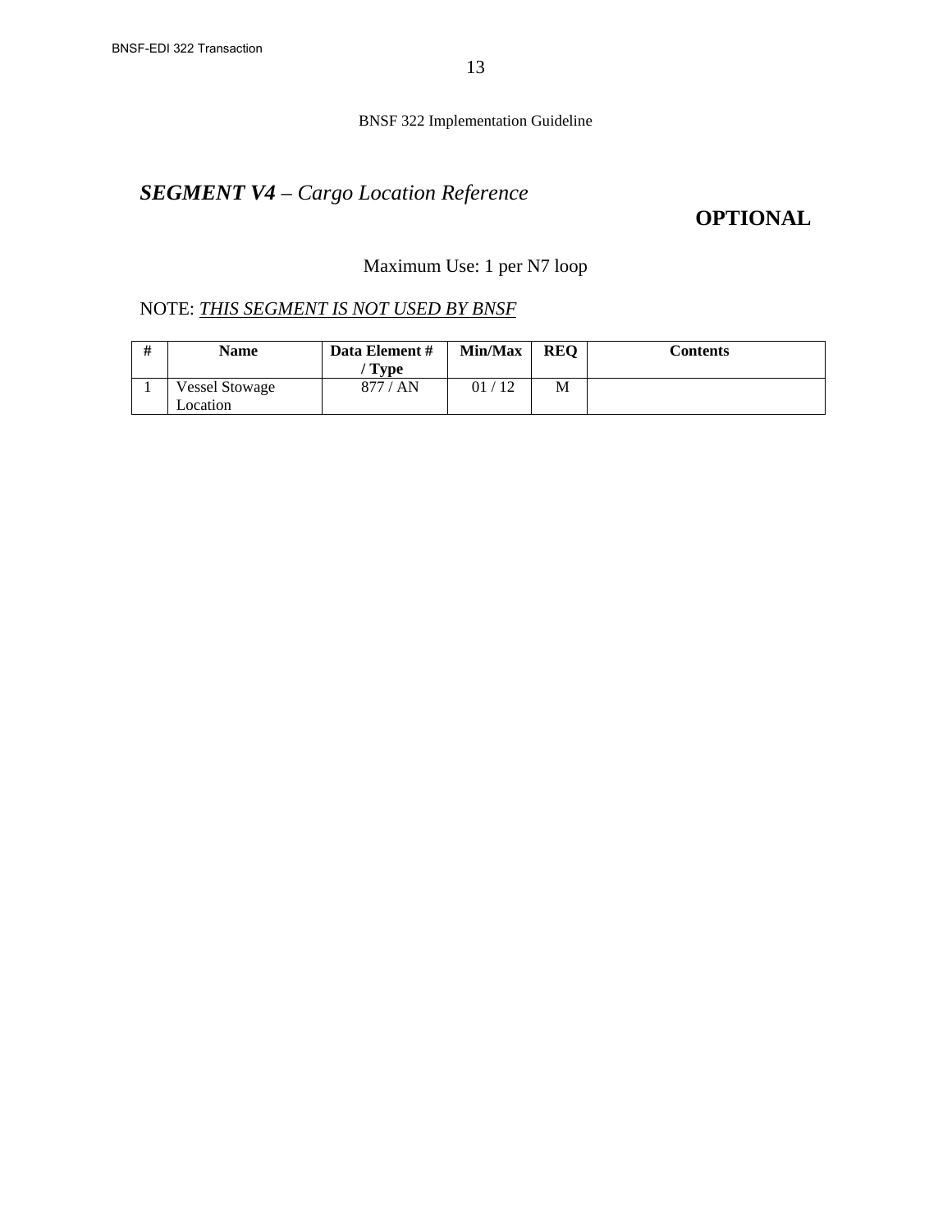## ***SEGMENT V4** – Cargo Location Reference*

**OPTIONAL**

Maximum Use: 1 per N7 loop

NOTE: *THIS SEGMENT IS NOT USED BY BNSF*

| # | Name | Data Element # / Type | Min/Max | REQ | Contents |
|---|---|---|---|---|---|
| 1 | Vessel Stowage Location | 877 / AN | 01 / 12 | M | |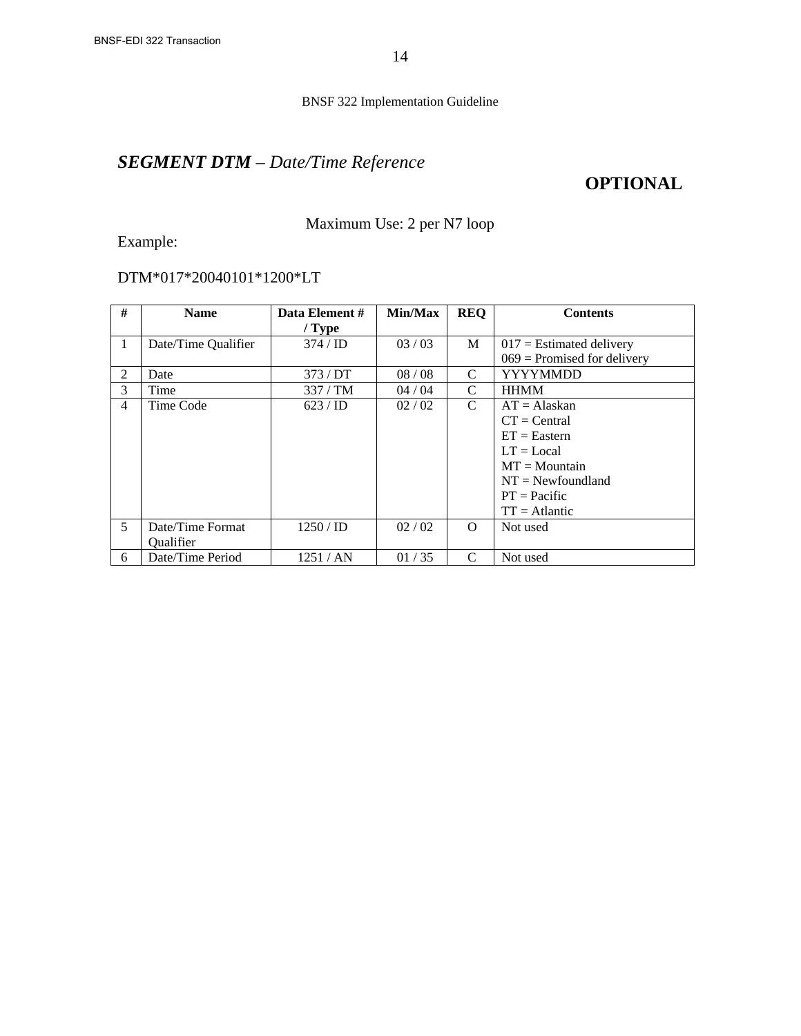## ***SEGMENT DTM** – Date/Time Reference*

**OPTIONAL**

Maximum Use: 2 per N7 loop

Example:

DTM*017*20040101*1200*LT

| # | Name | Data Element # / Type | Min/Max | REQ | Contents |
|---|---|---|---|---|---|
| 1 | Date/Time Qualifier | 374 / ID | 03 / 03 | M | 017 = Estimated delivery<br>069 = Promised for delivery |
| 2 | Date | 373 / DT | 08 / 08 | C | YYYYMMDD |
| 3 | Time | 337 / TM | 04 / 04 | C | HHMM |
| 4 | Time Code | 623 / ID | 02 / 02 | C | AT = Alaskan<br>CT = Central<br>ET = Eastern<br>LT = Local<br>MT = Mountain<br>NT = Newfoundland<br>PT = Pacific<br>TT = Atlantic |
| 5 | Date/Time Format Qualifier | 1250 / ID | 02 / 02 | O | Not used |
| 6 | Date/Time Period | 1251 / AN | 01 / 35 | C | Not used |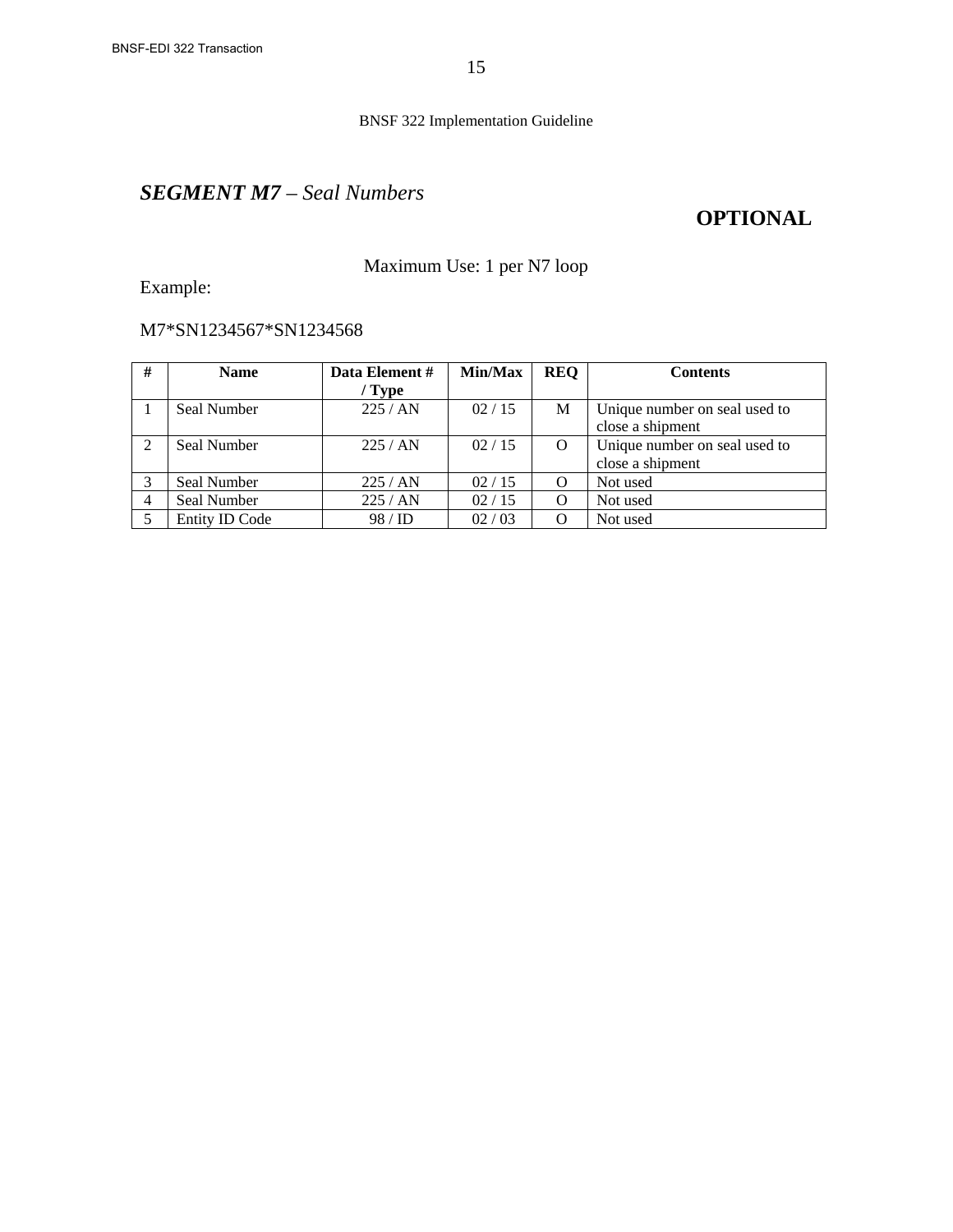## ***SEGMENT M7** – Seal Numbers*

**OPTIONAL**

Maximum Use: 1 per N7 loop

Example:

M7*SN1234567*SN1234568

| # | Name | Data Element # / Type | Min/Max | REQ | Contents |
|---|---|---|---|---|---|
| 1 | Seal Number | 225 / AN | 02 / 15 | M | Unique number on seal used to close a shipment |
| 2 | Seal Number | 225 / AN | 02 / 15 | O | Unique number on seal used to close a shipment |
| 3 | Seal Number | 225 / AN | 02 / 15 | O | Not used |
| 4 | Seal Number | 225 / AN | 02 / 15 | O | Not used |
| 5 | Entity ID Code | 98 / ID | 02 / 03 | O | Not used |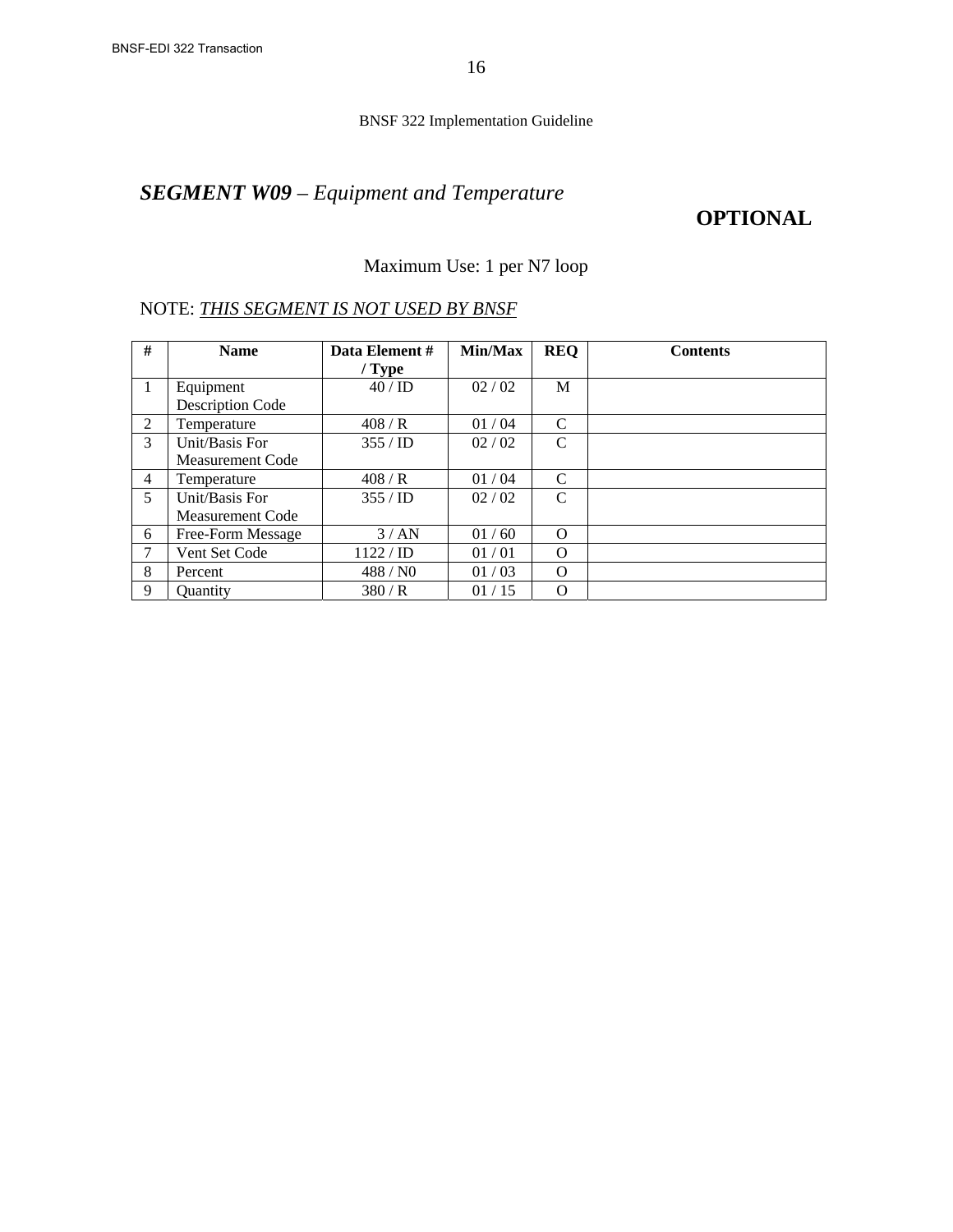## *SEGMENT W09 – Equipment and Temperature*

**OPTIONAL**

Maximum Use: 1 per N7 loop

NOTE: *THIS SEGMENT IS NOT USED BY BNSF*

| # | Name | Data Element # / Type | Min/Max | REQ | Contents |
|---|---|---|---|---|---|
| 1 | Equipment Description Code | 40 / ID | 02 / 02 | M | |
| 2 | Temperature | 408 / R | 01 / 04 | C | |
| 3 | Unit/Basis For Measurement Code | 355 / ID | 02 / 02 | C | |
| 4 | Temperature | 408 / R | 01 / 04 | C | |
| 5 | Unit/Basis For Measurement Code | 355 / ID | 02 / 02 | C | |
| 6 | Free-Form Message | 3 / AN | 01 / 60 | O | |
| 7 | Vent Set Code | 1122 / ID | 01 / 01 | O | |
| 8 | Percent | 488 / N0 | 01 / 03 | O | |
| 9 | Quantity | 380 / R | 01 / 15 | O | |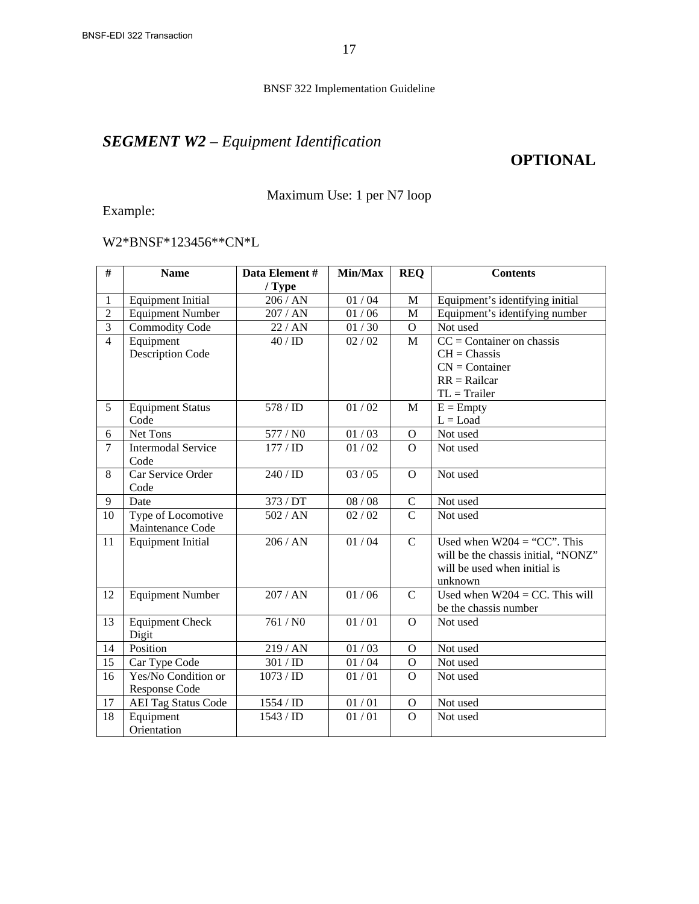## *SEGMENT W2 – Equipment Identification*

**OPTIONAL**

Maximum Use: 1 per N7 loop

Example:

W2*BNSF*123456**CN*L

| # | Name | Data Element # / Type | Min/Max | REQ | Contents |
|---|---|---|---|---|---|
| 1 | Equipment Initial | 206 / AN | 01 / 04 | M | Equipment's identifying initial |
| 2 | Equipment Number | 207 / AN | 01 / 06 | M | Equipment's identifying number |
| 3 | Commodity Code | 22 / AN | 01 / 30 | O | Not used |
| 4 | Equipment Description Code | 40 / ID | 02 / 02 | M | CC = Container on chassis<br>CH = Chassis<br>CN = Container<br>RR = Railcar<br>TL = Trailer |
| 5 | Equipment Status Code | 578 / ID | 01 / 02 | M | E = Empty<br>L = Load |
| 6 | Net Tons | 577 / N0 | 01 / 03 | O | Not used |
| 7 | Intermodal Service Code | 177 / ID | 01 / 02 | O | Not used |
| 8 | Car Service Order Code | 240 / ID | 03 / 05 | O | Not used |
| 9 | Date | 373 / DT | 08 / 08 | C | Not used |
| 10 | Type of Locomotive Maintenance Code | 502 / AN | 02 / 02 | C | Not used |
| 11 | Equipment Initial | 206 / AN | 01 / 04 | C | Used when W204 = "CC". This will be the chassis initial, "NONZ" will be used when initial is unknown |
| 12 | Equipment Number | 207 / AN | 01 / 06 | C | Used when W204 = CC. This will be the chassis number |
| 13 | Equipment Check Digit | 761 / N0 | 01 / 01 | O | Not used |
| 14 | Position | 219 / AN | 01 / 03 | O | Not used |
| 15 | Car Type Code | 301 / ID | 01 / 04 | O | Not used |
| 16 | Yes/No Condition or Response Code | 1073 / ID | 01 / 01 | O | Not used |
| 17 | AEI Tag Status Code | 1554 / ID | 01 / 01 | O | Not used |
| 18 | Equipment Orientation | 1543 / ID | 01 / 01 | O | Not used |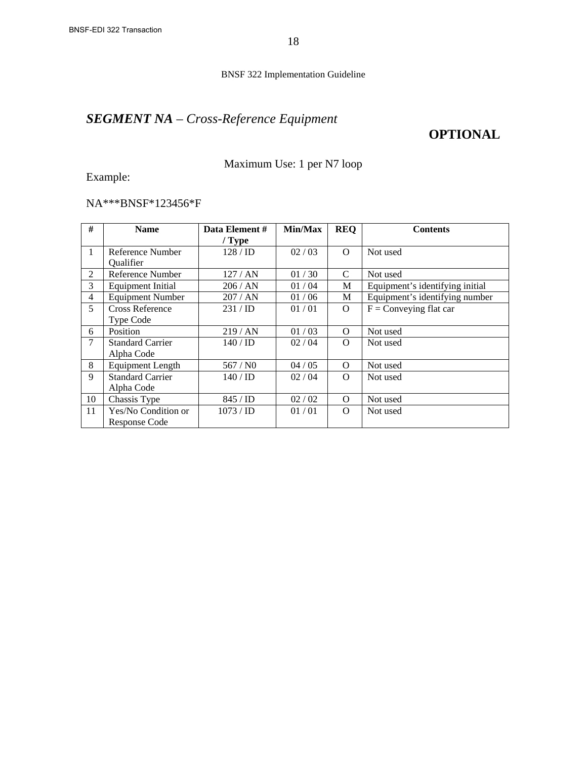## *SEGMENT NA – Cross-Reference Equipment*

**OPTIONAL**

Maximum Use: 1 per N7 loop

Example:

NA***BNSF*123456*F

| # | Name | Data Element # / Type | Min/Max | REQ | Contents |
|---|---|---|---|---|---|
| 1 | Reference Number Qualifier | 128 / ID | 02 / 03 | O | Not used |
| 2 | Reference Number | 127 / AN | 01 / 30 | C | Not used |
| 3 | Equipment Initial | 206 / AN | 01 / 04 | M | Equipment's identifying initial |
| 4 | Equipment Number | 207 / AN | 01 / 06 | M | Equipment's identifying number |
| 5 | Cross Reference Type Code | 231 / ID | 01 / 01 | O | F = Conveying flat car |
| 6 | Position | 219 / AN | 01 / 03 | O | Not used |
| 7 | Standard Carrier Alpha Code | 140 / ID | 02 / 04 | O | Not used |
| 8 | Equipment Length | 567 / N0 | 04 / 05 | O | Not used |
| 9 | Standard Carrier Alpha Code | 140 / ID | 02 / 04 | O | Not used |
| 10 | Chassis Type | 845 / ID | 02 / 02 | O | Not used |
| 11 | Yes/No Condition or Response Code | 1073 / ID | 01 / 01 | O | Not used |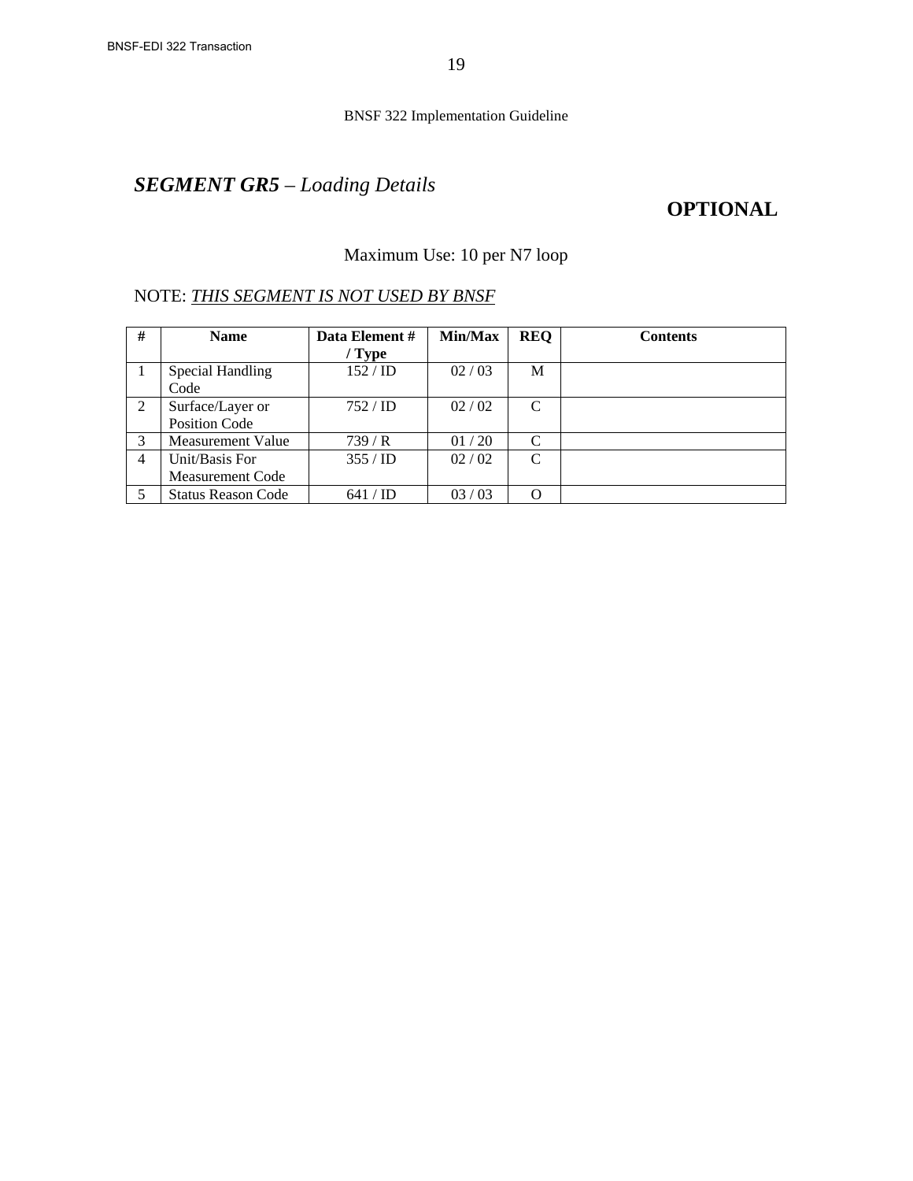BNSF 322 Implementation Guideline

## ***SEGMENT GR5** – Loading Details*

**OPTIONAL**

Maximum Use: 10 per N7 loop

NOTE: *THIS SEGMENT IS NOT USED BY BNSF*

| # | Name | Data Element # / Type | Min/Max | REQ | Contents |
|---|---|---|---|---|---|
| 1 | Special Handling Code | 152 / ID | 02 / 03 | M | |
| 2 | Surface/Layer or Position Code | 752 / ID | 02 / 02 | C | |
| 3 | Measurement Value | 739 / R | 01 / 20 | C | |
| 4 | Unit/Basis For Measurement Code | 355 / ID | 02 / 02 | C | |
| 5 | Status Reason Code | 641 / ID | 03 / 03 | O | |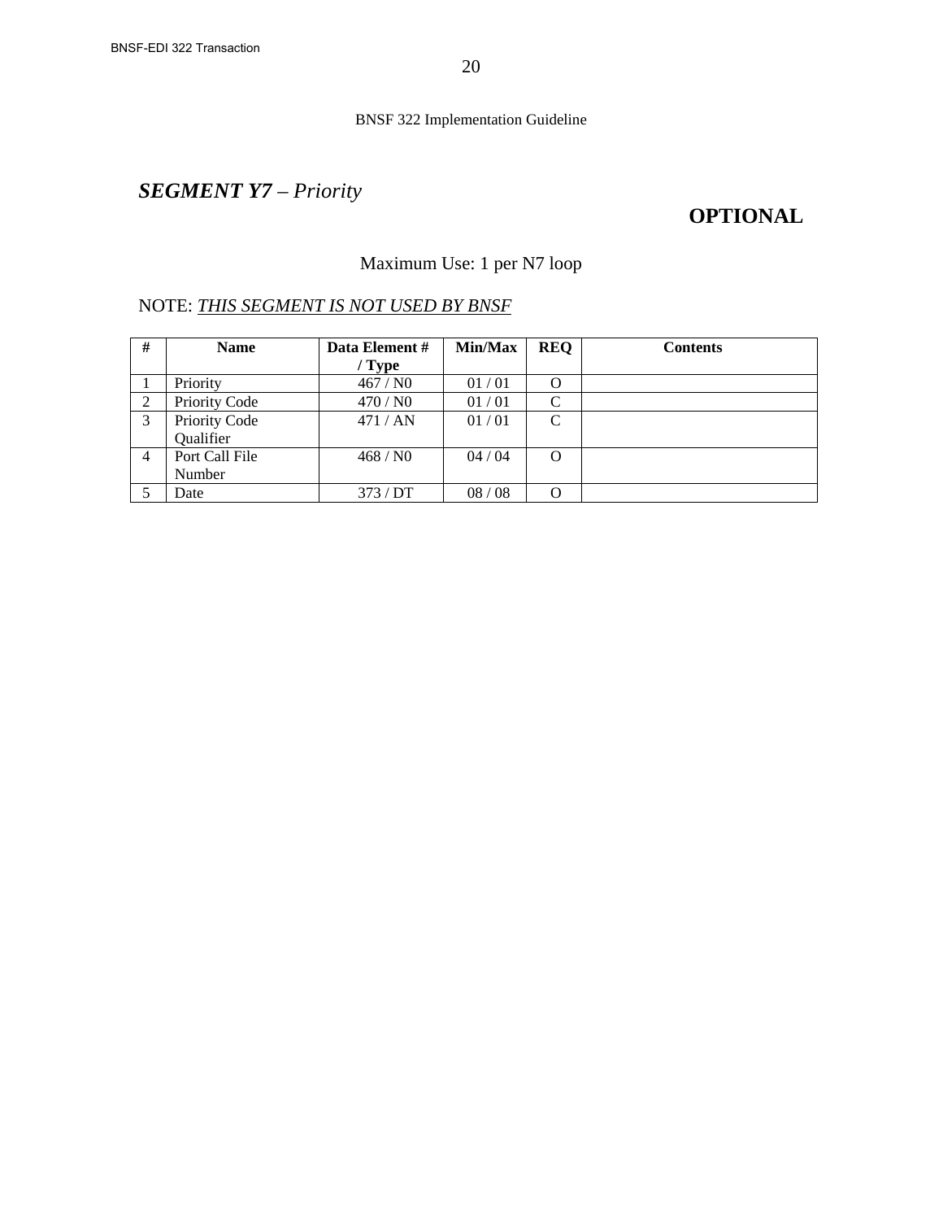BNSF 322 Implementation Guideline

## ***SEGMENT Y7** – Priority*

**OPTIONAL**

Maximum Use: 1 per N7 loop

NOTE: ***THIS SEGMENT IS NOT USED BY BNSF***

| # | Name | Data Element # / Type | Min/Max | REQ | Contents |
|---|---|---|---|---|---|
| 1 | Priority | 467 / N0 | 01 / 01 | O | |
| 2 | Priority Code | 470 / N0 | 01 / 01 | C | |
| 3 | Priority Code Qualifier | 471 / AN | 01 / 01 | C | |
| 4 | Port Call File Number | 468 / N0 | 04 / 04 | O | |
| 5 | Date | 373 / DT | 08 / 08 | O | |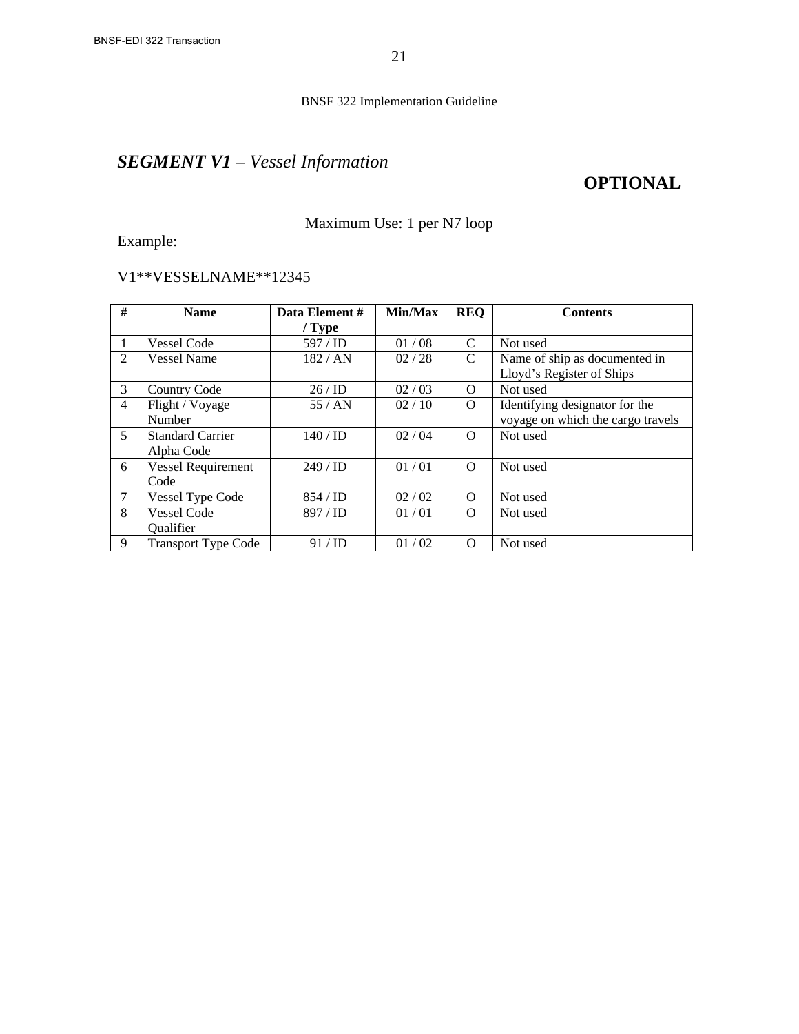## *SEGMENT V1 – Vessel Information*

**OPTIONAL**

Maximum Use: 1 per N7 loop

Example:

V1**VESSELNAME**12345

| # | Name | Data Element # / Type | Min/Max | REQ | Contents |
|---|---|---|---|---|---|
| 1 | Vessel Code | 597 / ID | 01 / 08 | C | Not used |
| 2 | Vessel Name | 182 / AN | 02 / 28 | C | Name of ship as documented in Lloyd's Register of Ships |
| 3 | Country Code | 26 / ID | 02 / 03 | O | Not used |
| 4 | Flight / Voyage Number | 55 / AN | 02 / 10 | O | Identifying designator for the voyage on which the cargo travels |
| 5 | Standard Carrier Alpha Code | 140 / ID | 02 / 04 | O | Not used |
| 6 | Vessel Requirement Code | 249 / ID | 01 / 01 | O | Not used |
| 7 | Vessel Type Code | 854 / ID | 02 / 02 | O | Not used |
| 8 | Vessel Code Qualifier | 897 / ID | 01 / 01 | O | Not used |
| 9 | Transport Type Code | 91 / ID | 01 / 02 | O | Not used |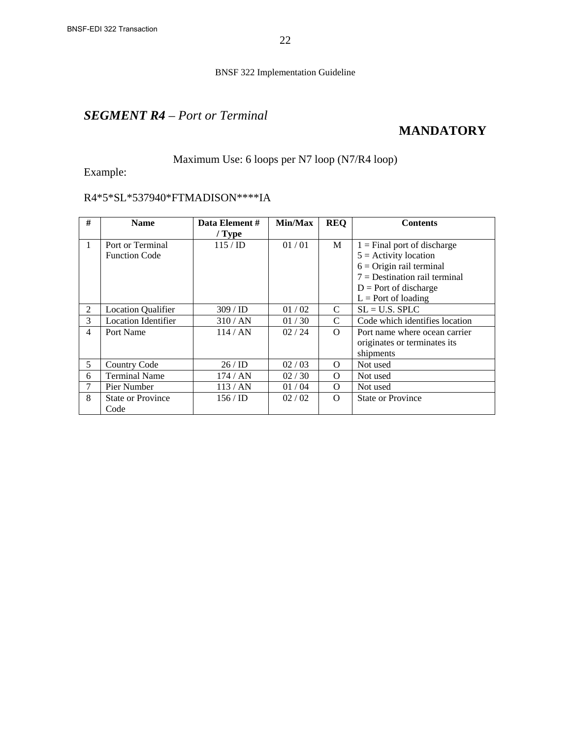## ***SEGMENT R4*** *– Port or Terminal*

**MANDATORY**

Maximum Use: 6 loops per N7 loop (N7/R4 loop)

Example:

R4*5*SL*537940*FTMADISON****IA

| # | Name | Data Element # / Type | Min/Max | REQ | Contents |
|---|---|---|---|---|---|
| 1 | Port or Terminal Function Code | 115 / ID | 01 / 01 | M | 1 = Final port of discharge<br>5 = Activity location<br>6 = Origin rail terminal<br>7 = Destination rail terminal<br>D = Port of discharge<br>L = Port of loading |
| 2 | Location Qualifier | 309 / ID | 01 / 02 | C | SL = U.S. SPLC |
| 3 | Location Identifier | 310 / AN | 01 / 30 | C | Code which identifies location |
| 4 | Port Name | 114 / AN | 02 / 24 | O | Port name where ocean carrier originates or terminates its shipments |
| 5 | Country Code | 26 / ID | 02 / 03 | O | Not used |
| 6 | Terminal Name | 174 / AN | 02 / 30 | O | Not used |
| 7 | Pier Number | 113 / AN | 01 / 04 | O | Not used |
| 8 | State or Province Code | 156 / ID | 02 / 02 | O | State or Province |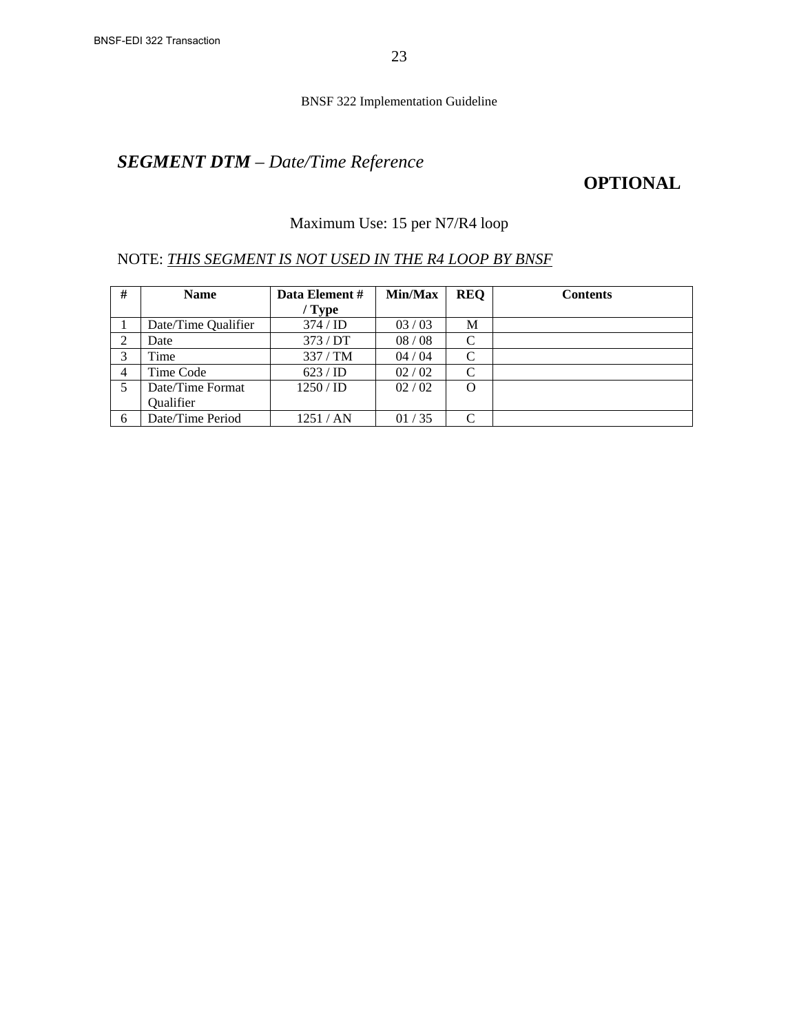## ***SEGMENT DTM** – Date/Time Reference*

**OPTIONAL**

Maximum Use: 15 per N7/R4 loop

NOTE: ***THIS SEGMENT IS NOT USED IN THE R4 LOOP BY BNSF***

| # | Name | Data Element # / Type | Min/Max | REQ | Contents |
|---|---|---|---|---|---|
| 1 | Date/Time Qualifier | 374 / ID | 03 / 03 | M | |
| 2 | Date | 373 / DT | 08 / 08 | C | |
| 3 | Time | 337 / TM | 04 / 04 | C | |
| 4 | Time Code | 623 / ID | 02 / 02 | C | |
| 5 | Date/Time Format Qualifier | 1250 / ID | 02 / 02 | O | |
| 6 | Date/Time Period | 1251 / AN | 01 / 35 | C | |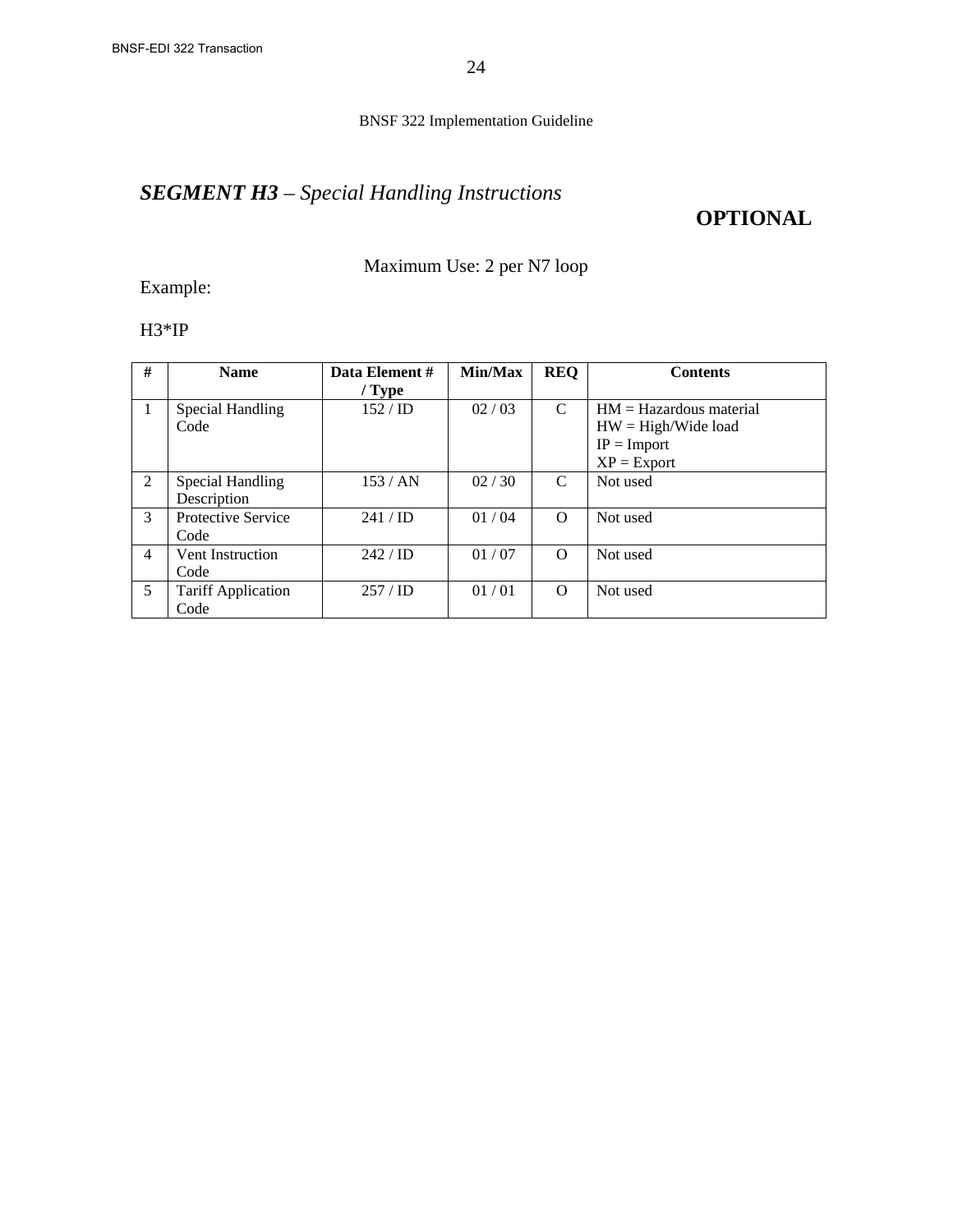## *SEGMENT H3 – Special Handling Instructions*

**OPTIONAL**

Maximum Use: 2 per N7 loop

Example:

H3*IP

| # | Name | Data Element # / Type | Min/Max | REQ | Contents |
|---|---|---|---|---|---|
| 1 | Special Handling Code | 152 / ID | 02 / 03 | C | HM = Hazardous material<br>HW = High/Wide load<br>IP = Import<br>XP = Export |
| 2 | Special Handling Description | 153 / AN | 02 / 30 | C | Not used |
| 3 | Protective Service Code | 241 / ID | 01 / 04 | O | Not used |
| 4 | Vent Instruction Code | 242 / ID | 01 / 07 | O | Not used |
| 5 | Tariff Application Code | 257 / ID | 01 / 01 | O | Not used |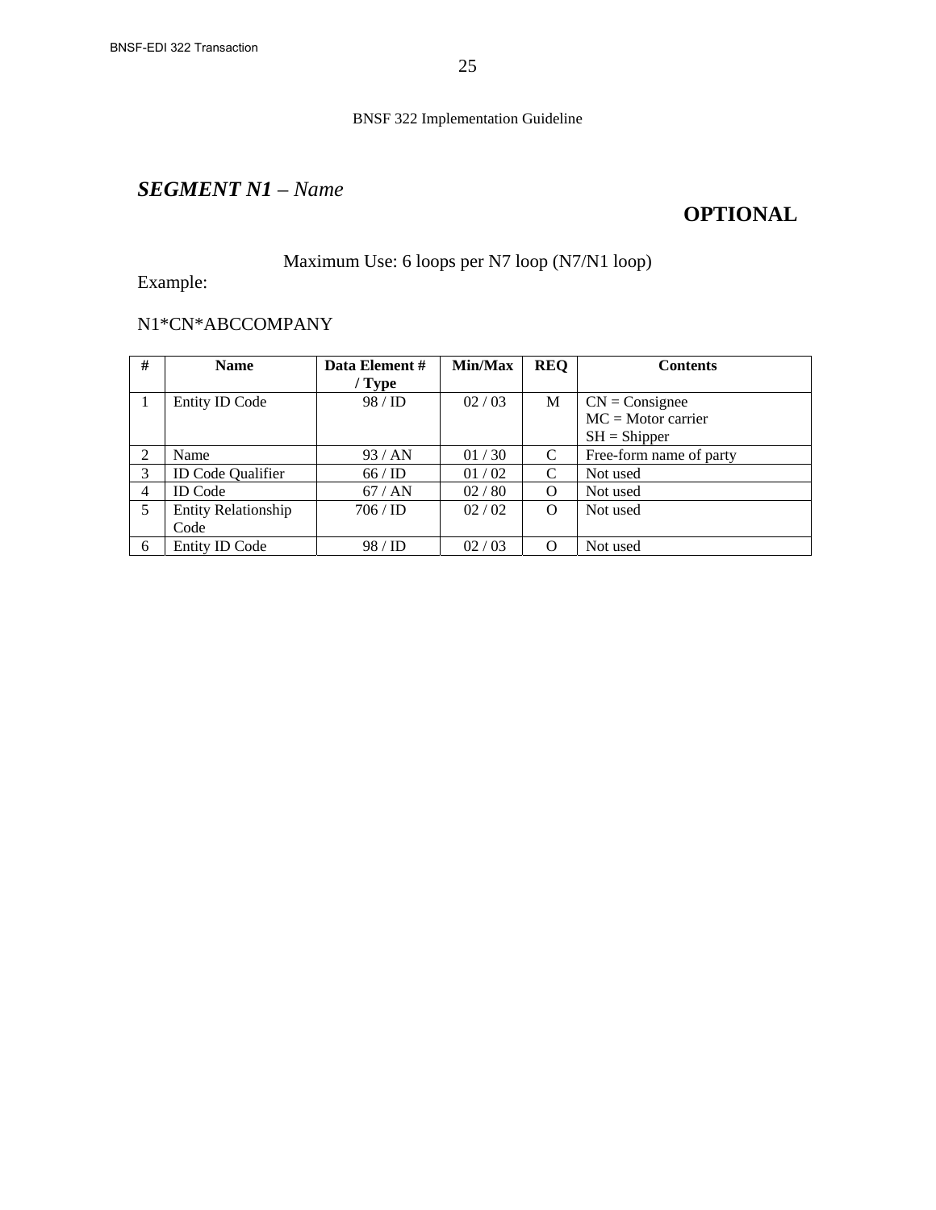## ***SEGMENT N1*** *– Name*

**OPTIONAL**

Maximum Use: 6 loops per N7 loop (N7/N1 loop)

Example:

N1*CN*ABCCOMPANY

| # | Name | Data Element # / Type | Min/Max | REQ | Contents |
|---|---|---|---|---|---|
| 1 | Entity ID Code | 98 / ID | 02 / 03 | M | CN = Consignee<br>MC = Motor carrier<br>SH = Shipper |
| 2 | Name | 93 / AN | 01 / 30 | C | Free-form name of party |
| 3 | ID Code Qualifier | 66 / ID | 01 / 02 | C | Not used |
| 4 | ID Code | 67 / AN | 02 / 80 | O | Not used |
| 5 | Entity Relationship Code | 706 / ID | 02 / 02 | O | Not used |
| 6 | Entity ID Code | 98 / ID | 02 / 03 | O | Not used |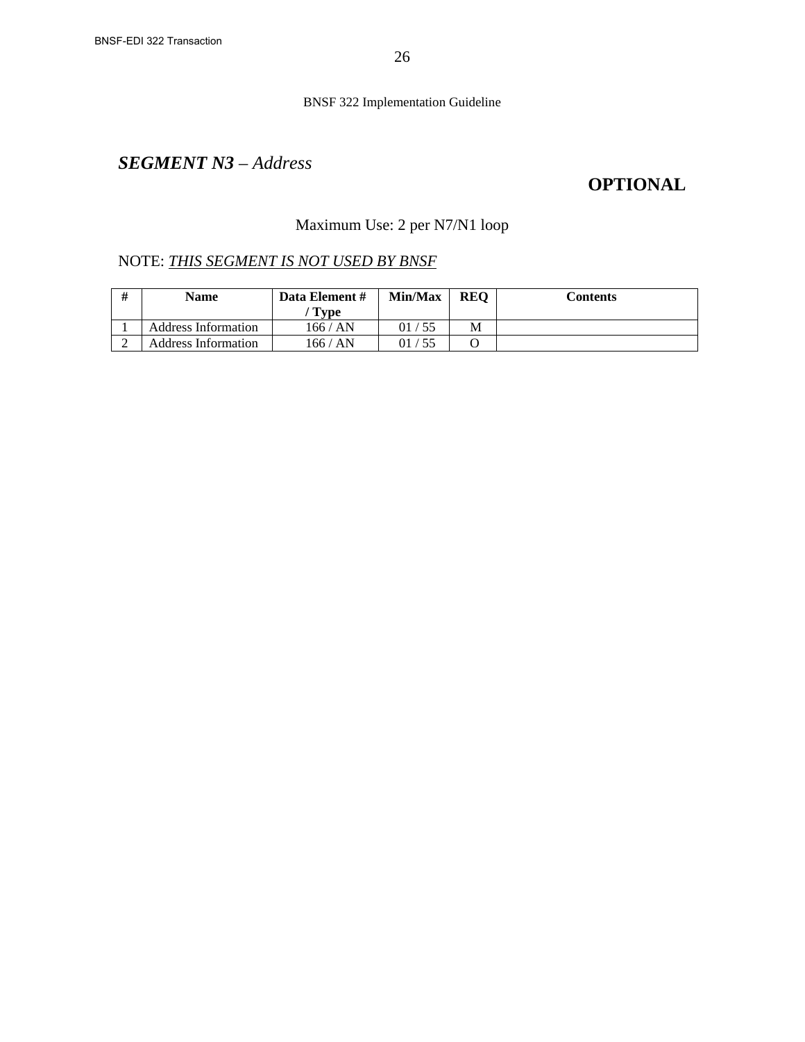## ***SEGMENT N3** – Address*

**OPTIONAL**

Maximum Use: 2 per N7/N1 loop

NOTE: *THIS SEGMENT IS NOT USED BY BNSF*

| # | Name | Data Element # / Type | Min/Max | REQ | Contents |
|---|---|---|---|---|---|
| 1 | Address Information | 166 / AN | 01 / 55 | M | |
| 2 | Address Information | 166 / AN | 01 / 55 | O | |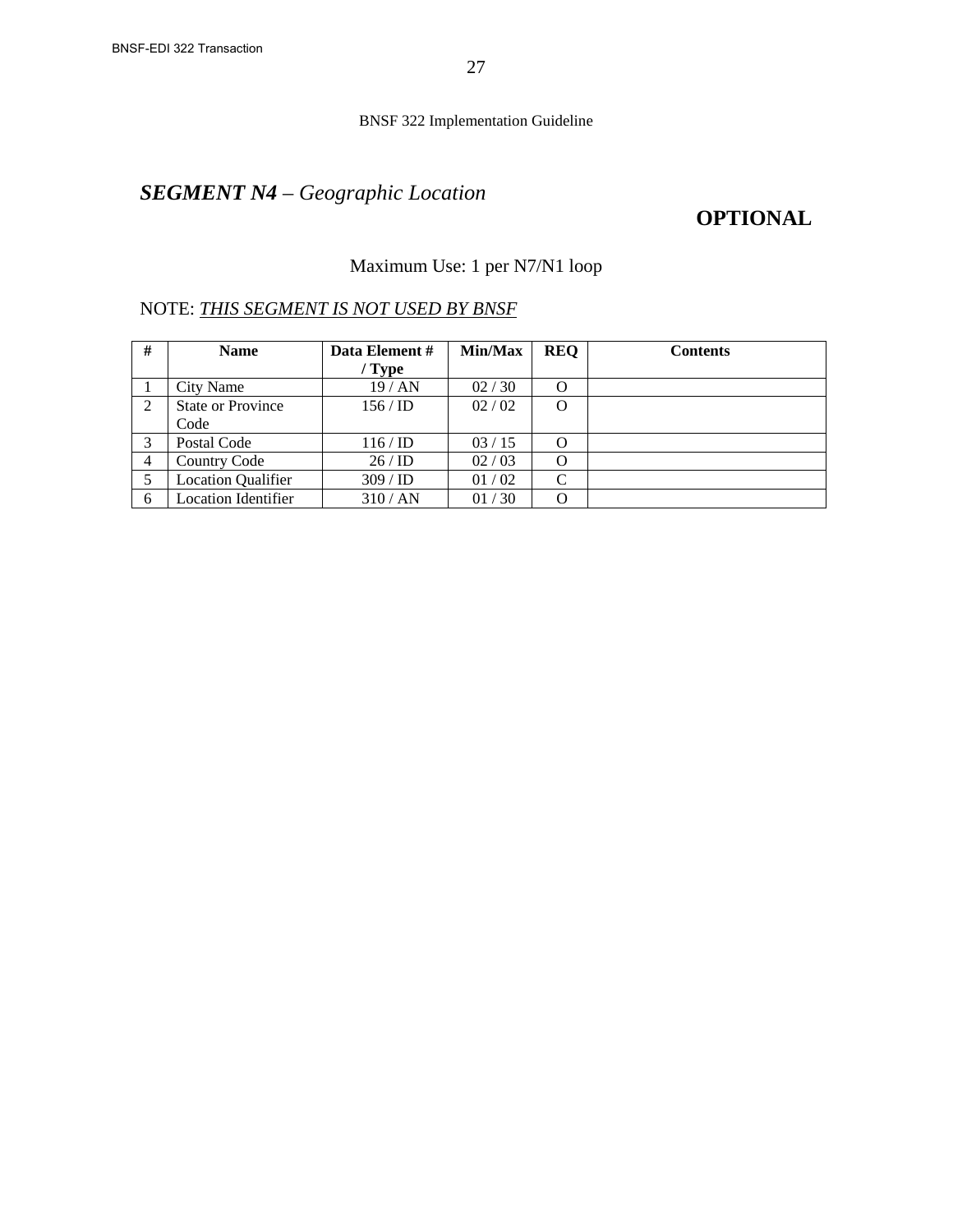## ***SEGMENT N4*** *– Geographic Location*

**OPTIONAL**

Maximum Use: 1 per N7/N1 loop

NOTE: ***THIS SEGMENT IS NOT USED BY BNSF***

| # | Name | Data Element # / Type | Min/Max | REQ | Contents |
|---|---|---|---|---|---|
| 1 | City Name | 19 / AN | 02 / 30 | O | |
| 2 | State or Province Code | 156 / ID | 02 / 02 | O | |
| 3 | Postal Code | 116 / ID | 03 / 15 | O | |
| 4 | Country Code | 26 / ID | 02 / 03 | O | |
| 5 | Location Qualifier | 309 / ID | 01 / 02 | C | |
| 6 | Location Identifier | 310 / AN | 01 / 30 | O | |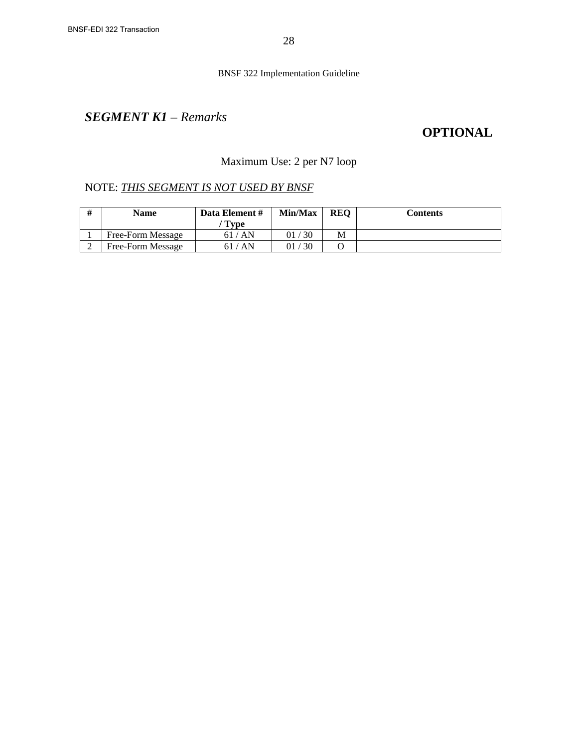## ***SEGMENT K1*** – *Remarks*

**OPTIONAL**

Maximum Use: 2 per N7 loop

NOTE: ***THIS SEGMENT IS NOT USED BY BNSF***

| # | Name | Data Element # / Type | Min/Max | REQ | Contents |
|---|---|---|---|---|---|
| 1 | Free-Form Message | 61 / AN | 01 / 30 | M | |
| 2 | Free-Form Message | 61 / AN | 01 / 30 | O | |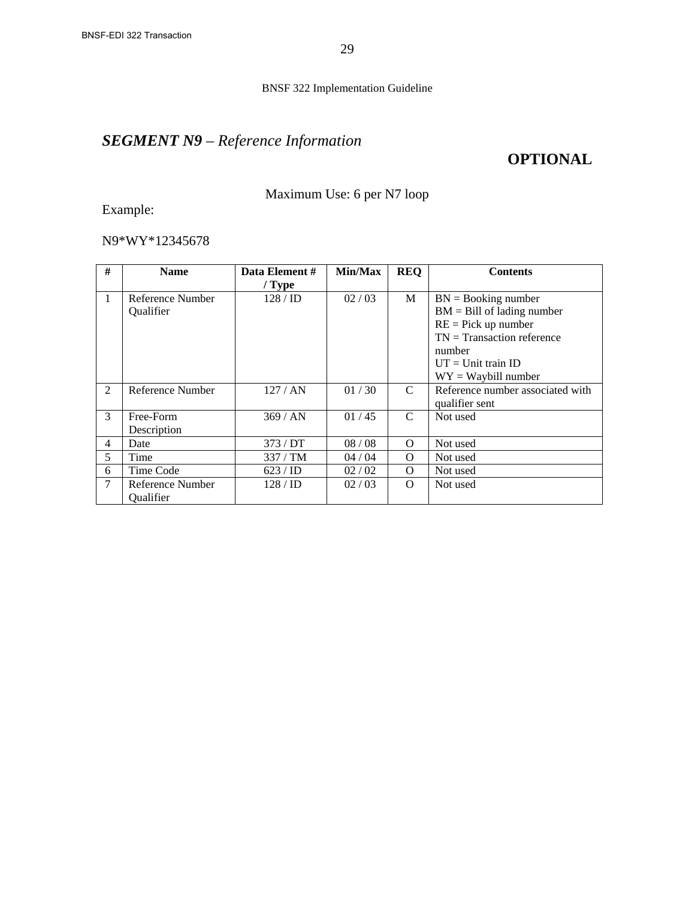BNSF 322 Implementation Guideline

## *SEGMENT N9 – Reference Information*

**OPTIONAL**

Maximum Use: 6 per N7 loop

Example:

N9*WY*12345678

| # | Name | Data Element # / Type | Min/Max | REQ | Contents |
|---|---|---|---|---|---|
| 1 | Reference Number Qualifier | 128 / ID | 02 / 03 | M | BN = Booking number<br>BM = Bill of lading number<br>RE = Pick up number<br>TN = Transaction reference number<br>UT = Unit train ID<br>WY = Waybill number |
| 2 | Reference Number | 127 / AN | 01 / 30 | C | Reference number associated with qualifier sent |
| 3 | Free-Form Description | 369 / AN | 01 / 45 | C | Not used |
| 4 | Date | 373 / DT | 08 / 08 | O | Not used |
| 5 | Time | 337 / TM | 04 / 04 | O | Not used |
| 6 | Time Code | 623 / ID | 02 / 02 | O | Not used |
| 7 | Reference Number Qualifier | 128 / ID | 02 / 03 | O | Not used |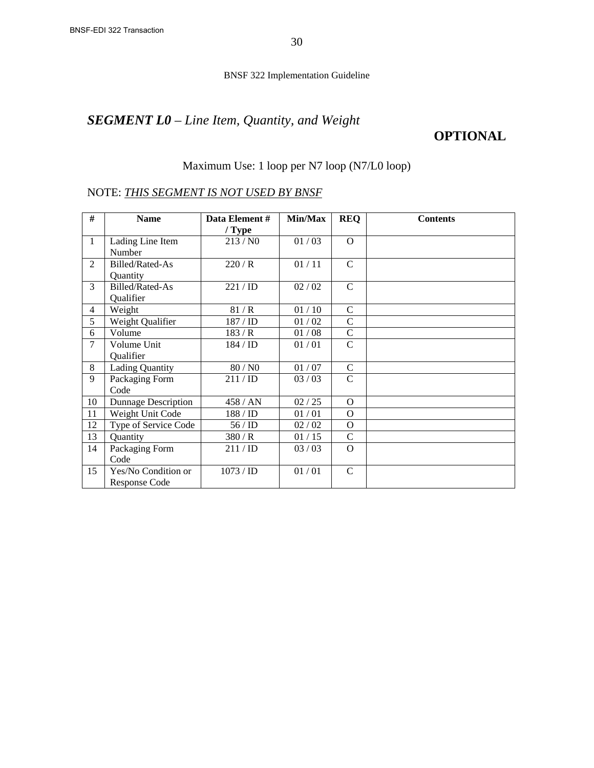BNSF 322 Implementation Guideline

## ***SEGMENT L0*** *– Line Item, Quantity, and Weight*

**OPTIONAL**

Maximum Use: 1 loop per N7 loop (N7/L0 loop)

NOTE: *THIS SEGMENT IS NOT USED BY BNSF*

| # | Name | Data Element # / Type | Min/Max | REQ | Contents |
|---|---|---|---|---|---|
| 1 | Lading Line Item Number | 213 / N0 | 01 / 03 | O | |
| 2 | Billed/Rated-As Quantity | 220 / R | 01 / 11 | C | |
| 3 | Billed/Rated-As Qualifier | 221 / ID | 02 / 02 | C | |
| 4 | Weight | 81 / R | 01 / 10 | C | |
| 5 | Weight Qualifier | 187 / ID | 01 / 02 | C | |
| 6 | Volume | 183 / R | 01 / 08 | C | |
| 7 | Volume Unit Qualifier | 184 / ID | 01 / 01 | C | |
| 8 | Lading Quantity | 80 / N0 | 01 / 07 | C | |
| 9 | Packaging Form Code | 211 / ID | 03 / 03 | C | |
| 10 | Dunnage Description | 458 / AN | 02 / 25 | O | |
| 11 | Weight Unit Code | 188 / ID | 01 / 01 | O | |
| 12 | Type of Service Code | 56 / ID | 02 / 02 | O | |
| 13 | Quantity | 380 / R | 01 / 15 | C | |
| 14 | Packaging Form Code | 211 / ID | 03 / 03 | O | |
| 15 | Yes/No Condition or Response Code | 1073 / ID | 01 / 01 | C | |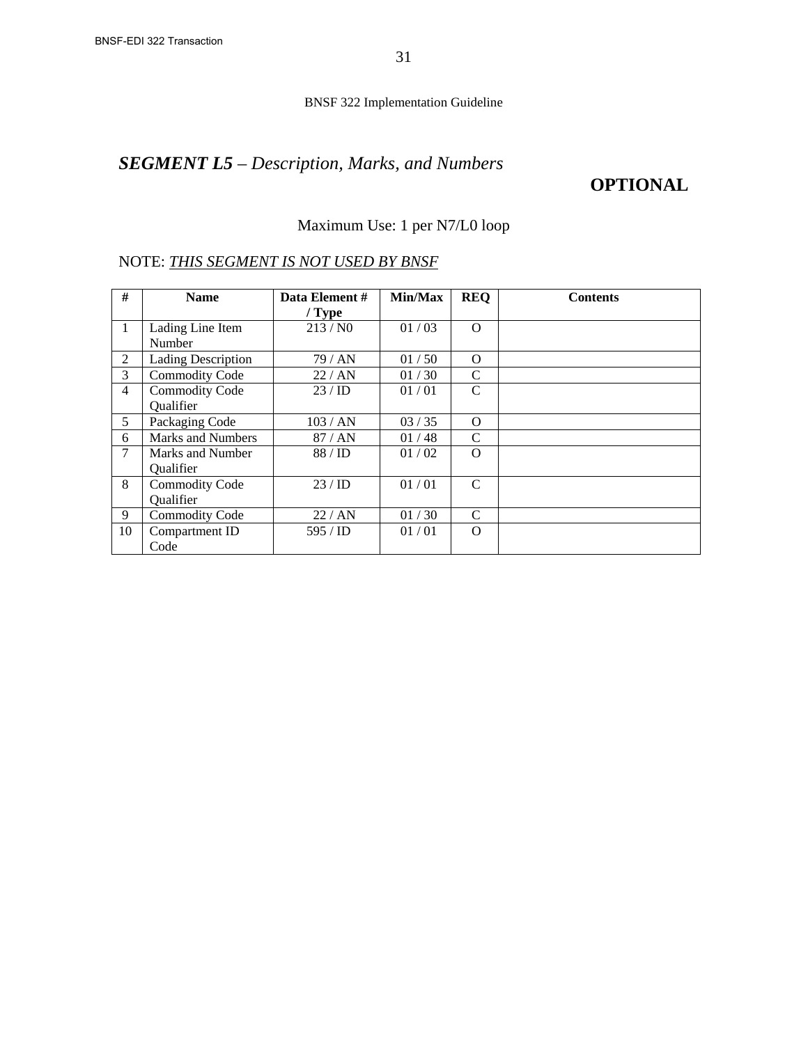## ***SEGMENT L5** – Description, Marks, and Numbers*

**OPTIONAL**

Maximum Use: 1 per N7/L0 loop

NOTE: *<u>THIS SEGMENT IS NOT USED BY BNSF</u>*

| # | Name | Data Element # / Type | Min/Max | REQ | Contents |
|---|---|---|---|---|---|
| 1 | Lading Line Item Number | 213 / N0 | 01 / 03 | O | |
| 2 | Lading Description | 79 / AN | 01 / 50 | O | |
| 3 | Commodity Code | 22 / AN | 01 / 30 | C | |
| 4 | Commodity Code Qualifier | 23 / ID | 01 / 01 | C | |
| 5 | Packaging Code | 103 / AN | 03 / 35 | O | |
| 6 | Marks and Numbers | 87 / AN | 01 / 48 | C | |
| 7 | Marks and Number Qualifier | 88 / ID | 01 / 02 | O | |
| 8 | Commodity Code Qualifier | 23 / ID | 01 / 01 | C | |
| 9 | Commodity Code | 22 / AN | 01 / 30 | C | |
| 10 | Compartment ID Code | 595 / ID | 01 / 01 | O | |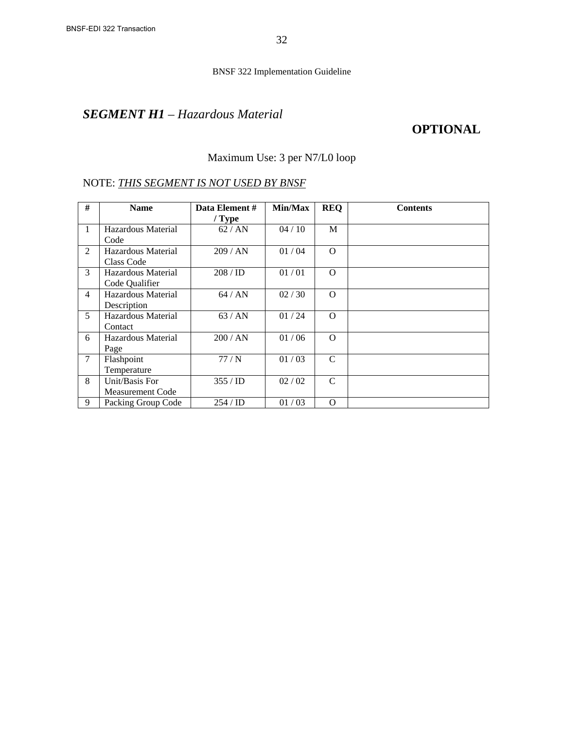## *SEGMENT H1 – Hazardous Material*

**OPTIONAL**

Maximum Use: 3 per N7/L0 loop

NOTE: ***THIS SEGMENT IS NOT USED BY BNSF***

| # | Name | Data Element # / Type | Min/Max | REQ | Contents |
|---|---|---|---|---|---|
| 1 | Hazardous Material Code | 62 / AN | 04 / 10 | M | |
| 2 | Hazardous Material Class Code | 209 / AN | 01 / 04 | O | |
| 3 | Hazardous Material Code Qualifier | 208 / ID | 01 / 01 | O | |
| 4 | Hazardous Material Description | 64 / AN | 02 / 30 | O | |
| 5 | Hazardous Material Contact | 63 / AN | 01 / 24 | O | |
| 6 | Hazardous Material Page | 200 / AN | 01 / 06 | O | |
| 7 | Flashpoint Temperature | 77 / N | 01 / 03 | C | |
| 8 | Unit/Basis For Measurement Code | 355 / ID | 02 / 02 | C | |
| 9 | Packing Group Code | 254 / ID | 01 / 03 | O | |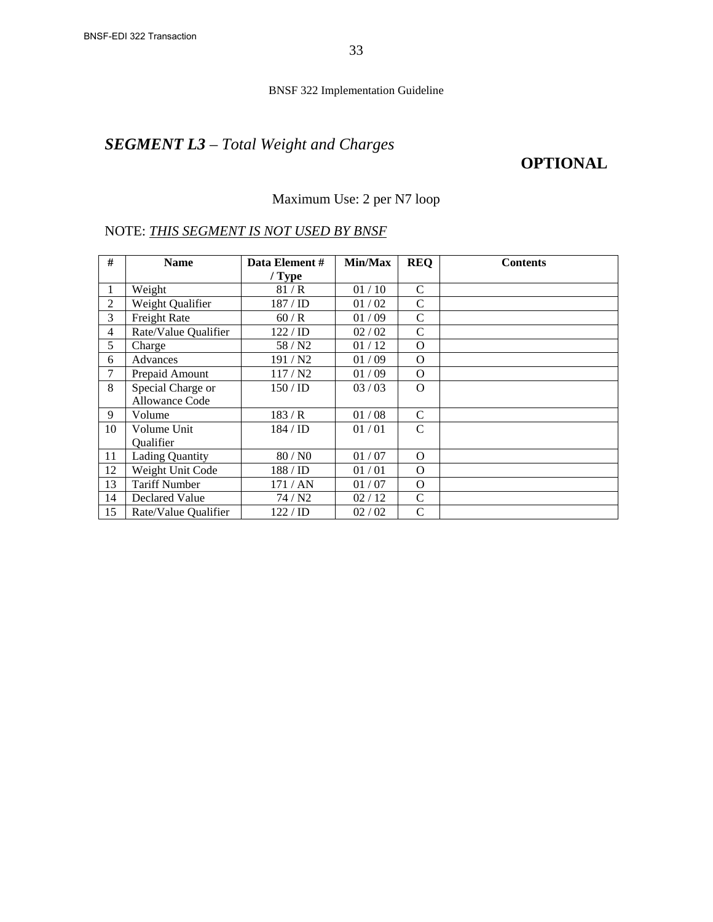## *SEGMENT L3 – Total Weight and Charges*

**OPTIONAL**

Maximum Use: 2 per N7 loop

NOTE: *THIS SEGMENT IS NOT USED BY BNSF*

| # | Name | Data Element # / Type | Min/Max | REQ | Contents |
|---|---|---|---|---|---|
| 1 | Weight | 81 / R | 01 / 10 | C | |
| 2 | Weight Qualifier | 187 / ID | 01 / 02 | C | |
| 3 | Freight Rate | 60 / R | 01 / 09 | C | |
| 4 | Rate/Value Qualifier | 122 / ID | 02 / 02 | C | |
| 5 | Charge | 58 / N2 | 01 / 12 | O | |
| 6 | Advances | 191 / N2 | 01 / 09 | O | |
| 7 | Prepaid Amount | 117 / N2 | 01 / 09 | O | |
| 8 | Special Charge or Allowance Code | 150 / ID | 03 / 03 | O | |
| 9 | Volume | 183 / R | 01 / 08 | C | |
| 10 | Volume Unit Qualifier | 184 / ID | 01 / 01 | C | |
| 11 | Lading Quantity | 80 / N0 | 01 / 07 | O | |
| 12 | Weight Unit Code | 188 / ID | 01 / 01 | O | |
| 13 | Tariff Number | 171 / AN | 01 / 07 | O | |
| 14 | Declared Value | 74 / N2 | 02 / 12 | C | |
| 15 | Rate/Value Qualifier | 122 / ID | 02 / 02 | C | |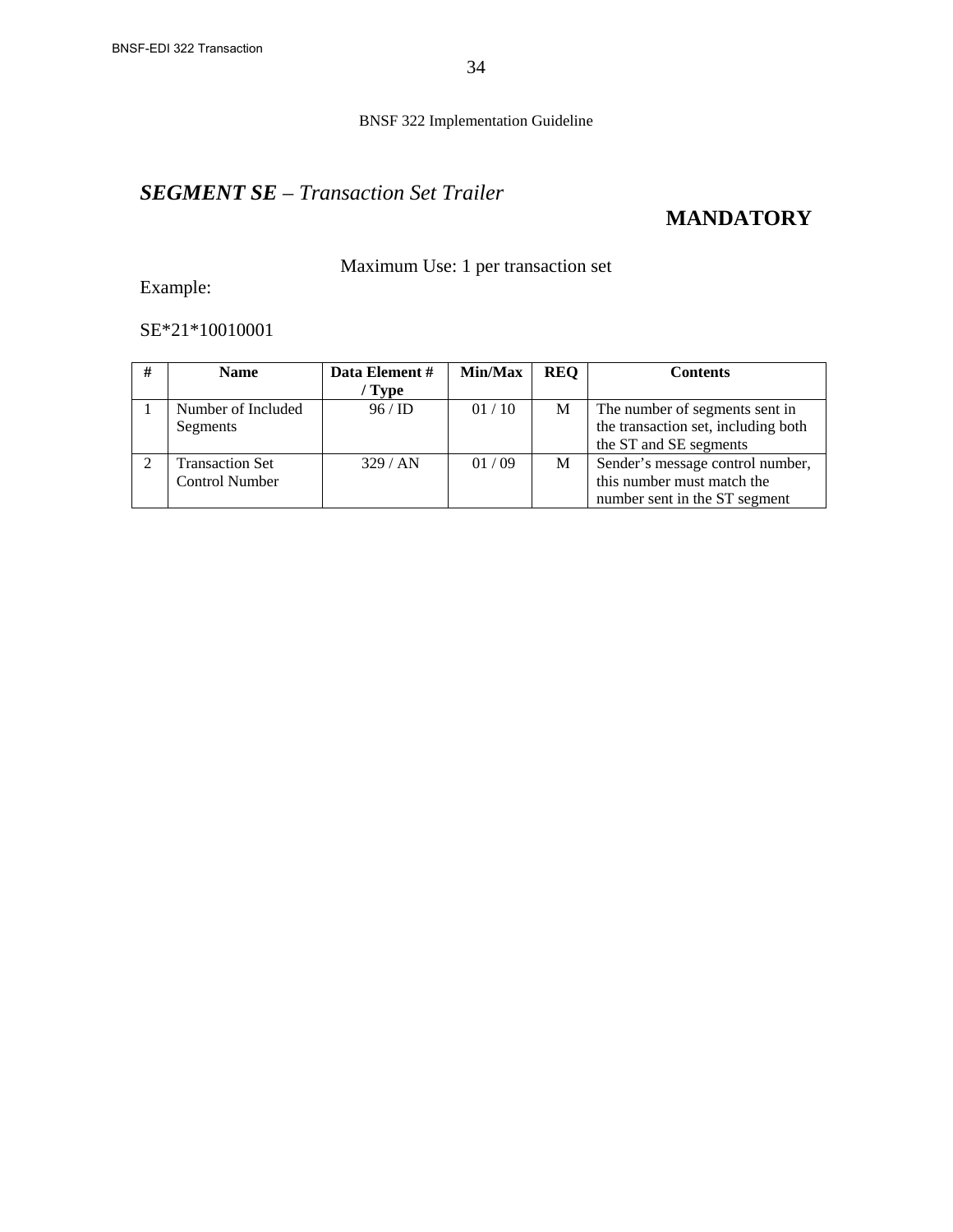## ***SEGMENT SE** – Transaction Set Trailer*

**MANDATORY**

Maximum Use: 1 per transaction set

Example:

SE*21*10010001

| # | Name | Data Element # / Type | Min/Max | REQ | Contents |
|---|---|---|---|---|---|
| 1 | Number of Included Segments | 96 / ID | 01 / 10 | M | The number of segments sent in the transaction set, including both the ST and SE segments |
| 2 | Transaction Set Control Number | 329 / AN | 01 / 09 | M | Sender's message control number, this number must match the number sent in the ST segment |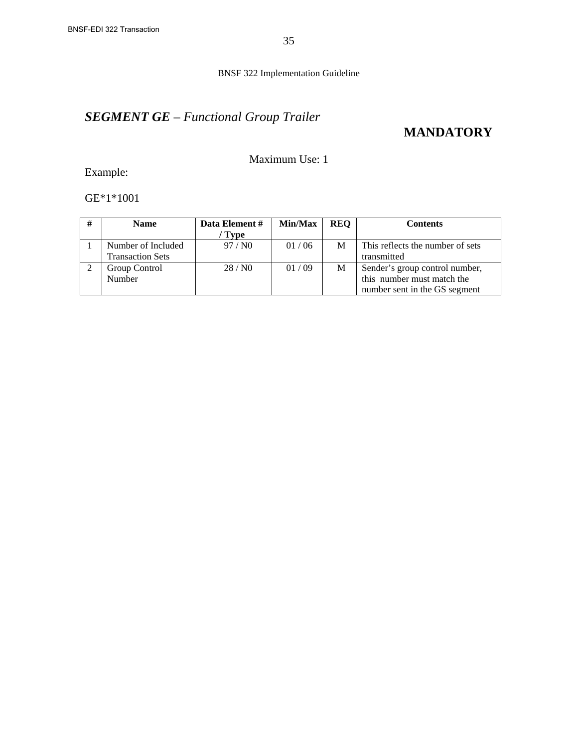## ***SEGMENT GE** – Functional Group Trailer*

**MANDATORY**

Maximum Use: 1

Example:

GE*1*1001

| # | Name | Data Element # / Type | Min/Max | REQ | Contents |
|---|---|---|---|---|---|
| 1 | Number of Included Transaction Sets | 97 / N0 | 01 / 06 | M | This reflects the number of sets transmitted |
| 2 | Group Control Number | 28 / N0 | 01 / 09 | M | Sender's group control number, this number must match the number sent in the GS segment |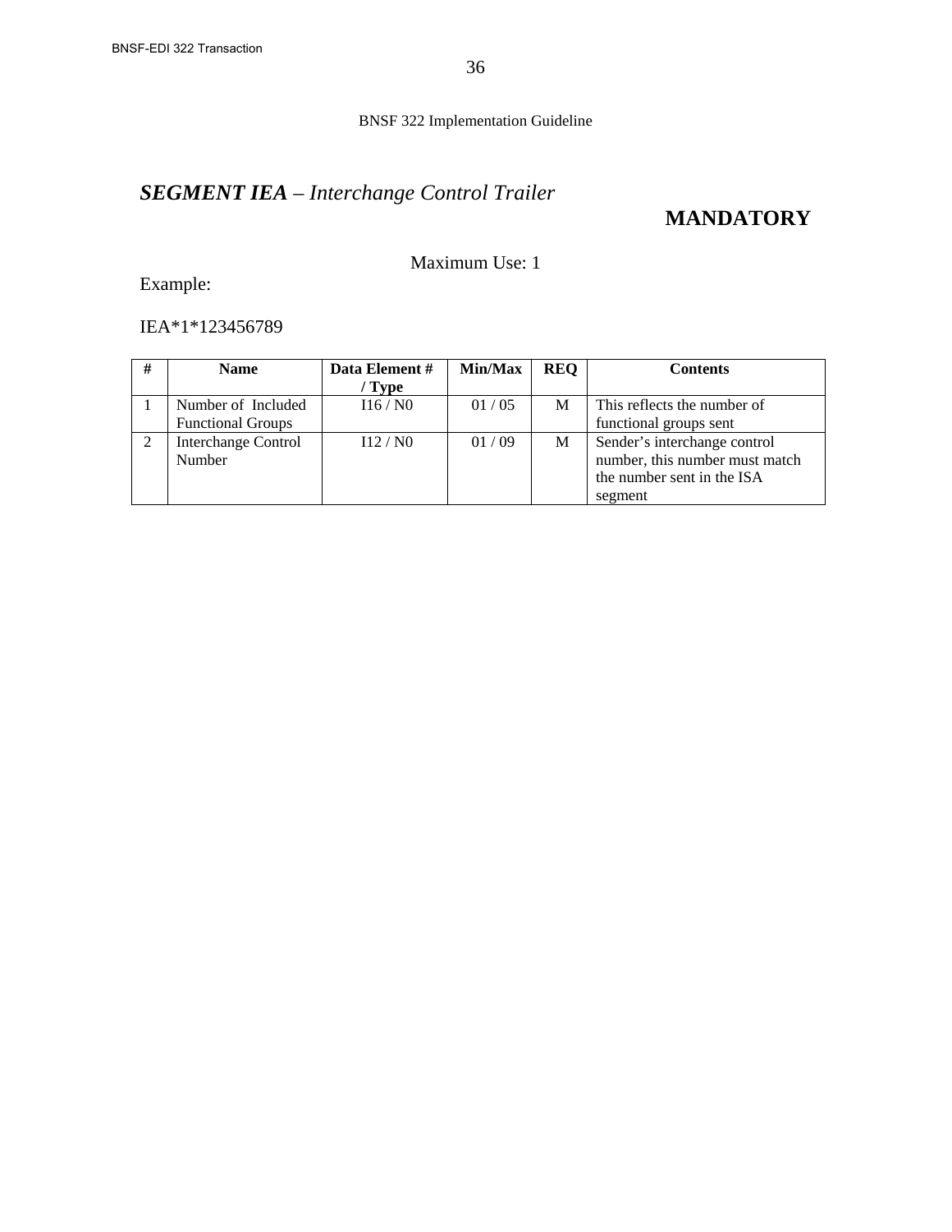## *SEGMENT IEA – Interchange Control Trailer*

**MANDATORY**

Maximum Use: 1

Example:

IEA*1*123456789

| # | Name | Data Element # / Type | Min/Max | REQ | Contents |
|---|---|---|---|---|---|
| 1 | Number of Included Functional Groups | I16 / N0 | 01 / 05 | M | This reflects the number of functional groups sent |
| 2 | Interchange Control Number | I12 / N0 | 01 / 09 | M | Sender's interchange control number, this number must match the number sent in the ISA segment |